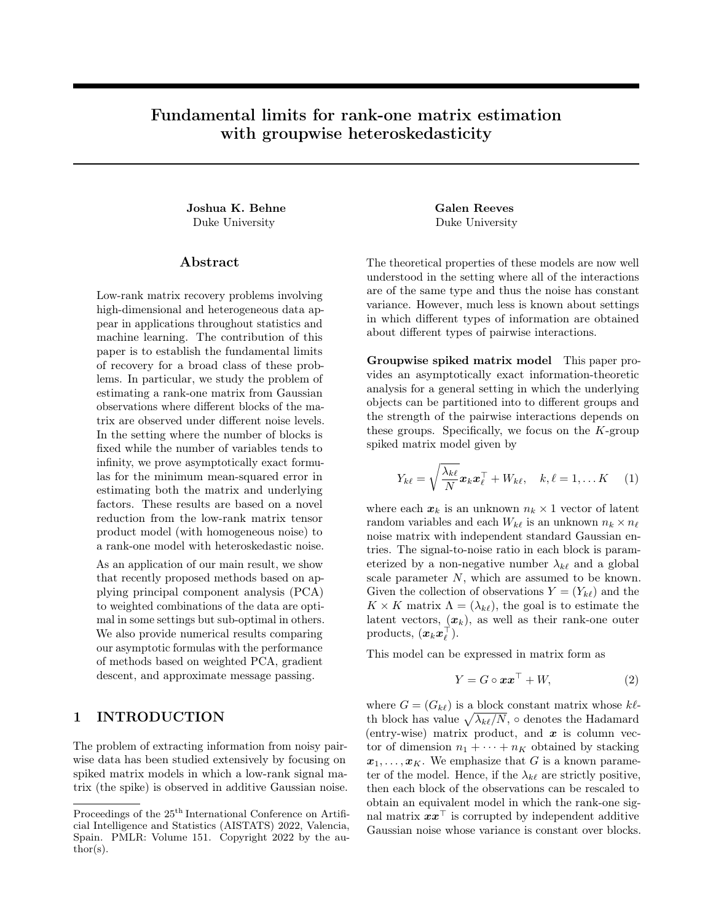# Fundamental limits for rank-one matrix estimation with groupwise heteroskedasticity

**Joshua K. Behne**
Duke University

**Galen Reeves**
Duke University

## Abstract

Low-rank matrix recovery problems involving high-dimensional and heterogeneous data appear in applications throughout statistics and machine learning. The contribution of this paper is to establish the fundamental limits of recovery for a broad class of these problems. In particular, we study the problem of estimating a rank-one matrix from Gaussian observations where different blocks of the matrix are observed under different noise levels. In the setting where the number of blocks is fixed while the number of variables tends to infinity, we prove asymptotically exact formulas for the minimum mean-squared error in estimating both the matrix and underlying factors. These results are based on a novel reduction from the low-rank matrix tensor product model (with homogeneous noise) to a rank-one model with heteroskedastic noise.

As an application of our main result, we show that recently proposed methods based on applying principal component analysis (PCA) to weighted combinations of the data are optimal in some settings but sub-optimal in others. We also provide numerical results comparing our asymptotic formulas with the performance of methods based on weighted PCA, gradient descent, and approximate message passing.

## 1 INTRODUCTION

The problem of extracting information from noisy pairwise data has been studied extensively by focusing on spiked matrix models in which a low-rank signal matrix (the spike) is observed in additive Gaussian noise. The theoretical properties of these models are now well understood in the setting where all of the interactions are of the same type and thus the noise has constant variance. However, much less is known about settings in which different types of information are obtained about different types of pairwise interactions.

**Groupwise spiked matrix model** This paper provides an asymptotically exact information-theoretic analysis for a general setting in which the underlying objects can be partitioned into to different groups and the strength of the pairwise interactions depends on these groups. Specifically, we focus on the $K$-group spiked matrix model given by

$$Y_{k\ell} = \sqrt{\frac{\lambda_{k\ell}}{N}} \boldsymbol{x}_k \boldsymbol{x}_\ell^\top + W_{k\ell}, \quad k, \ell = 1, \dots K \tag{1}$$

where each $\boldsymbol{x}_k$ is an unknown $n_k \times 1$ vector of latent random variables and each $W_{k\ell}$ is an unknown $n_k \times n_\ell$ noise matrix with independent standard Gaussian entries. The signal-to-noise ratio in each block is parameterized by a non-negative number $\lambda_{k\ell}$ and a global scale parameter $N$, which are assumed to be known. Given the collection of observations $Y = (Y_{k\ell})$ and the $K \times K$ matrix $\Lambda = (\lambda_{k\ell})$, the goal is to estimate the latent vectors, $(\boldsymbol{x}_k)$, as well as their rank-one outer products, $(\boldsymbol{x}_k \boldsymbol{x}_\ell^\top)$.

This model can be expressed in matrix form as

$$Y = G \circ \boldsymbol{x}\boldsymbol{x}^\top + W, \tag{2}$$

where $G = (G_{k\ell})$ is a block constant matrix whose $k\ell$-th block has value $\sqrt{\lambda_{k\ell}/N}$, $\circ$ denotes the Hadamard (entry-wise) matrix product, and $\boldsymbol{x}$ is column vector of dimension $n_1 + \cdots + n_K$ obtained by stacking $\boldsymbol{x}_1, \dots, \boldsymbol{x}_K$. We emphasize that $G$ is a known parameter of the model. Hence, if the $\lambda_{k\ell}$ are strictly positive, then each block of the observations can be rescaled to obtain an equivalent model in which the rank-one signal matrix $\boldsymbol{x}\boldsymbol{x}^\top$ is corrupted by independent additive Gaussian noise whose variance is constant over blocks.

Proceedings of the 25[th] International Conference on Artificial Intelligence and Statistics (AISTATS) 2022, Valencia, Spain. PMLR: Volume 151. Copyright 2022 by the author(s).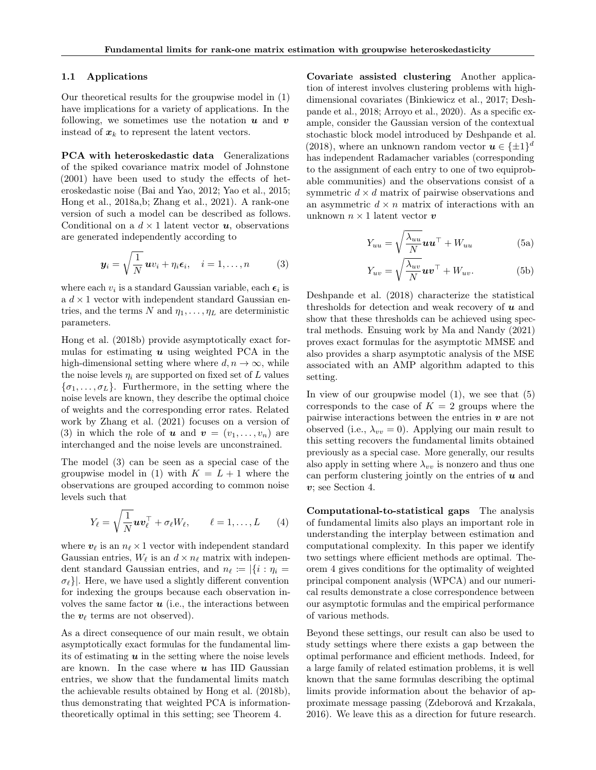### 1.1 Applications

Our theoretical results for the groupwise model in (1) have implications for a variety of applications. In the following, we sometimes use the notation $\boldsymbol{u}$ and $\boldsymbol{v}$ instead of $\boldsymbol{x}_k$ to represent the latent vectors.

**PCA with heteroskedastic data** Generalizations of the spiked covariance matrix model of Johnstone (2001) have been used to study the effects of heteroskedastic noise (Bai and Yao, 2012; Yao et al., 2015; Hong et al., 2018a,b; Zhang et al., 2021). A rank-one version of such a model can be described as follows. Conditional on a $d \times 1$ latent vector $\boldsymbol{u}$, observations are generated independently according to

$$\boldsymbol{y}_i = \sqrt{\frac{1}{N}}\,\boldsymbol{u} v_i + \eta_i \boldsymbol{\epsilon}_i, \quad i = 1, \ldots, n \tag{3}$$

where each $v_i$ is a standard Gaussian variable, each $\boldsymbol{\epsilon}_i$ is a $d \times 1$ vector with independent standard Gaussian entries, and the terms $N$ and $\eta_1, \ldots, \eta_L$ are deterministic parameters.

Hong et al. (2018b) provide asymptotically exact formulas for estimating $\boldsymbol{u}$ using weighted PCA in the high-dimensional setting where where $d, n \to \infty$, while the noise levels $\eta_i$ are supported on fixed set of $L$ values $\{\sigma_1, \ldots, \sigma_L\}$. Furthermore, in the setting where the noise levels are known, they describe the optimal choice of weights and the corresponding error rates. Related work by Zhang et al. (2021) focuses on a version of (3) in which the role of $\boldsymbol{u}$ and $\boldsymbol{v} = (v_1, \ldots, v_n)$ are interchanged and the noise levels are unconstrained.

The model (3) can be seen as a special case of the groupwise model in (1) with $K = L + 1$ where the observations are grouped according to common noise levels such that

$$Y_\ell = \sqrt{\frac{1}{N}}\boldsymbol{u}\boldsymbol{v}_\ell^\top + \sigma_\ell W_\ell, \qquad \ell = 1, \ldots, L \tag{4}$$

where $\boldsymbol{v}_\ell$ is an $n_\ell \times 1$ vector with independent standard Gaussian entries, $W_\ell$ is an $d \times n_\ell$ matrix with independent standard Gaussian entries, and $n_\ell := |\{i : \eta_i = \sigma_\ell\}|$. Here, we have used a slightly different convention for indexing the groups because each observation involves the same factor $\boldsymbol{u}$ (i.e., the interactions between the $\boldsymbol{v}_\ell$ terms are not observed).

As a direct consequence of our main result, we obtain asymptotically exact formulas for the fundamental limits of estimating $\boldsymbol{u}$ in the setting where the noise levels are known. In the case where $\boldsymbol{u}$ has IID Gaussian entries, we show that the fundamental limits match the achievable results obtained by Hong et al. (2018b), thus demonstrating that weighted PCA is information-theoretically optimal in this setting; see Theorem 4.

**Covariate assisted clustering** Another application of interest involves clustering problems with high-dimensional covariates (Binkiewicz et al., 2017; Deshpande et al., 2018; Arroyo et al., 2020). As a specific example, consider the Gaussian version of the contextual stochastic block model introduced by Deshpande et al. (2018), where an unknown random vector $\boldsymbol{u} \in \{\pm 1\}^d$ has independent Radamacher variables (corresponding to the assignment of each entry to one of two equiprobable communities) and the observations consist of a symmetric $d \times d$ matrix of pairwise observations and an asymmetric $d \times n$ matrix of interactions with an unknown $n \times 1$ latent vector $\boldsymbol{v}$

$$Y_{uu} = \sqrt{\frac{\lambda_{uu}}{N}}\boldsymbol{u}\boldsymbol{u}^\top + W_{uu} \tag{5a}$$

$$Y_{uv} = \sqrt{\frac{\lambda_{uv}}{N}}\boldsymbol{u}\boldsymbol{v}^\top + W_{uv}. \tag{5b}$$

Deshpande et al. (2018) characterize the statistical thresholds for detection and weak recovery of $\boldsymbol{u}$ and show that these thresholds can be achieved using spectral methods. Ensuing work by Ma and Nandy (2021) proves exact formulas for the asymptotic MMSE and also provides a sharp asymptotic analysis of the MSE associated with an AMP algorithm adapted to this setting.

In view of our groupwise model (1), we see that (5) corresponds to the case of $K = 2$ groups where the pairwise interactions between the entries in $\boldsymbol{v}$ are not observed (i.e., $\lambda_{vv} = 0$). Applying our main result to this setting recovers the fundamental limits obtained previously as a special case. More generally, our results also apply in setting where $\lambda_{vv}$ is nonzero and thus one can perform clustering jointly on the entries of $\boldsymbol{u}$ and $\boldsymbol{v}$; see Section 4.

**Computational-to-statistical gaps** The analysis of fundamental limits also plays an important role in understanding the interplay between estimation and computational complexity. In this paper we identify two settings where efficient methods are optimal. Theorem 4 gives conditions for the optimality of weighted principal component analysis (WPCA) and our numerical results demonstrate a close correspondence between our asymptotic formulas and the empirical performance of various methods.

Beyond these settings, our result can also be used to study settings where there exists a gap between the optimal performance and efficient methods. Indeed, for a large family of related estimation problems, it is well known that the same formulas describing the optimal limits provide information about the behavior of approximate message passing (Zdeborová and Krzakala, 2016). We leave this as a direction for future research.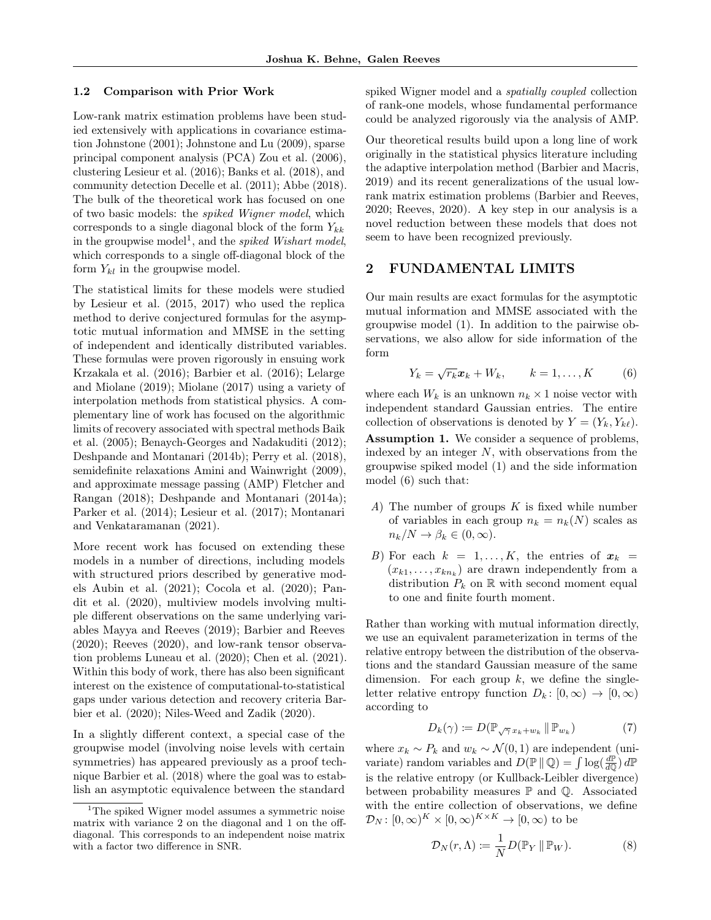### 1.2 Comparison with Prior Work

Low-rank matrix estimation problems have been studied extensively with applications in covariance estimation Johnstone (2001); Johnstone and Lu (2009), sparse principal component analysis (PCA) Zou et al. (2006), clustering Lesieur et al. (2016); Banks et al. (2018), and community detection Decelle et al. (2011); Abbe (2018). The bulk of the theoretical work has focused on one of two basic models: the *spiked Wigner model*, which corresponds to a single diagonal block of the form $Y_{kk}$ in the groupwise model[1], and the *spiked Wishart model*, which corresponds to a single off-diagonal block of the form $Y_{kl}$ in the groupwise model.

The statistical limits for these models were studied by Lesieur et al. (2015, 2017) who used the replica method to derive conjectured formulas for the asymptotic mutual information and MMSE in the setting of independent and identically distributed variables. These formulas were proven rigorously in ensuing work Krzakala et al. (2016); Barbier et al. (2016); Lelarge and Miolane (2019); Miolane (2017) using a variety of interpolation methods from statistical physics. A complementary line of work has focused on the algorithmic limits of recovery associated with spectral methods Baik et al. (2005); Benaych-Georges and Nadakuditi (2012); Deshpande and Montanari (2014b); Perry et al. (2018), semidefinite relaxations Amini and Wainwright (2009), and approximate message passing (AMP) Fletcher and Rangan (2018); Deshpande and Montanari (2014a); Parker et al. (2014); Lesieur et al. (2017); Montanari and Venkataramanan (2021).

More recent work has focused on extending these models in a number of directions, including models with structured priors described by generative models Aubin et al. (2021); Cocola et al. (2020); Pandit et al. (2020), multiview models involving multiple different observations on the same underlying variables Mayya and Reeves (2019); Barbier and Reeves (2020); Reeves (2020), and low-rank tensor observation problems Luneau et al. (2020); Chen et al. (2021). Within this body of work, there has also been significant interest on the existence of computational-to-statistical gaps under various detection and recovery criteria Barbier et al. (2020); Niles-Weed and Zadik (2020).

In a slightly different context, a special case of the groupwise model (involving noise levels with certain symmetries) has appeared previously as a proof technique Barbier et al. (2018) where the goal was to establish an asymptotic equivalence between the standard spiked Wigner model and a *spatially coupled* collection of rank-one models, whose fundamental performance could be analyzed rigorously via the analysis of AMP.

Our theoretical results build upon a long line of work originally in the statistical physics literature including the adaptive interpolation method (Barbier and Macris, 2019) and its recent generalizations of the usual low-rank matrix estimation problems (Barbier and Reeves, 2020; Reeves, 2020). A key step in our analysis is a novel reduction between these models that does not seem to have been recognized previously.

## 2 FUNDAMENTAL LIMITS

Our main results are exact formulas for the asymptotic mutual information and MMSE associated with the groupwise model (1). In addition to the pairwise observations, we also allow for side information of the form

$$Y_k = \sqrt{r_k}\boldsymbol{x}_k + W_k, \qquad k = 1, \dots, K \tag{6}$$

where each $W_k$ is an unknown $n_k \times 1$ noise vector with independent standard Gaussian entries. The entire collection of observations is denoted by $Y = (Y_k, Y_{k\ell})$.

**Assumption 1.** We consider a sequence of problems, indexed by an integer $N$, with observations from the groupwise spiked model (1) and the side information model (6) such that:

*A)* The number of groups $K$ is fixed while number of variables in each group $n_k = n_k(N)$ scales as $n_k/N \to \beta_k \in (0, \infty)$.

*B)* For each $k = 1, \dots, K$, the entries of $\boldsymbol{x}_k = (x_{k1}, \dots, x_{kn_k})$ are drawn independently from a distribution $P_k$ on $\mathbb{R}$ with second moment equal to one and finite fourth moment.

Rather than working with mutual information directly, we use an equivalent parameterization in terms of the relative entropy between the distribution of the observations and the standard Gaussian measure of the same dimension. For each group $k$, we define the single-letter relative entropy function $D_k \colon [0, \infty) \to [0, \infty)$ according to

$$D_k(\gamma) := D(\mathbb{P}_{\sqrt{\gamma}\, x_k + w_k} \,\|\, \mathbb{P}_{w_k}) \tag{7}$$

where $x_k \sim P_k$ and $w_k \sim \mathcal{N}(0, 1)$ are independent (univariate) random variables and $D(\mathbb{P} \,\|\, \mathbb{Q}) = \int \log(\frac{d\mathbb{P}}{d\mathbb{Q}})\, d\mathbb{P}$ is the relative entropy (or Kullback-Leibler divergence) between probability measures $\mathbb{P}$ and $\mathbb{Q}$. Associated with the entire collection of observations, we define $\mathcal{D}_N \colon [0, \infty)^K \times [0, \infty)^{K \times K} \to [0, \infty)$ to be

$$\mathcal{D}_N(r, \Lambda) := \frac{1}{N} D(\mathbb{P}_Y \,\|\, \mathbb{P}_W). \tag{8}$$

[1]The spiked Wigner model assumes a symmetric noise matrix with variance 2 on the diagonal and 1 on the off-diagonal. This corresponds to an independent noise matrix with a factor two difference in SNR.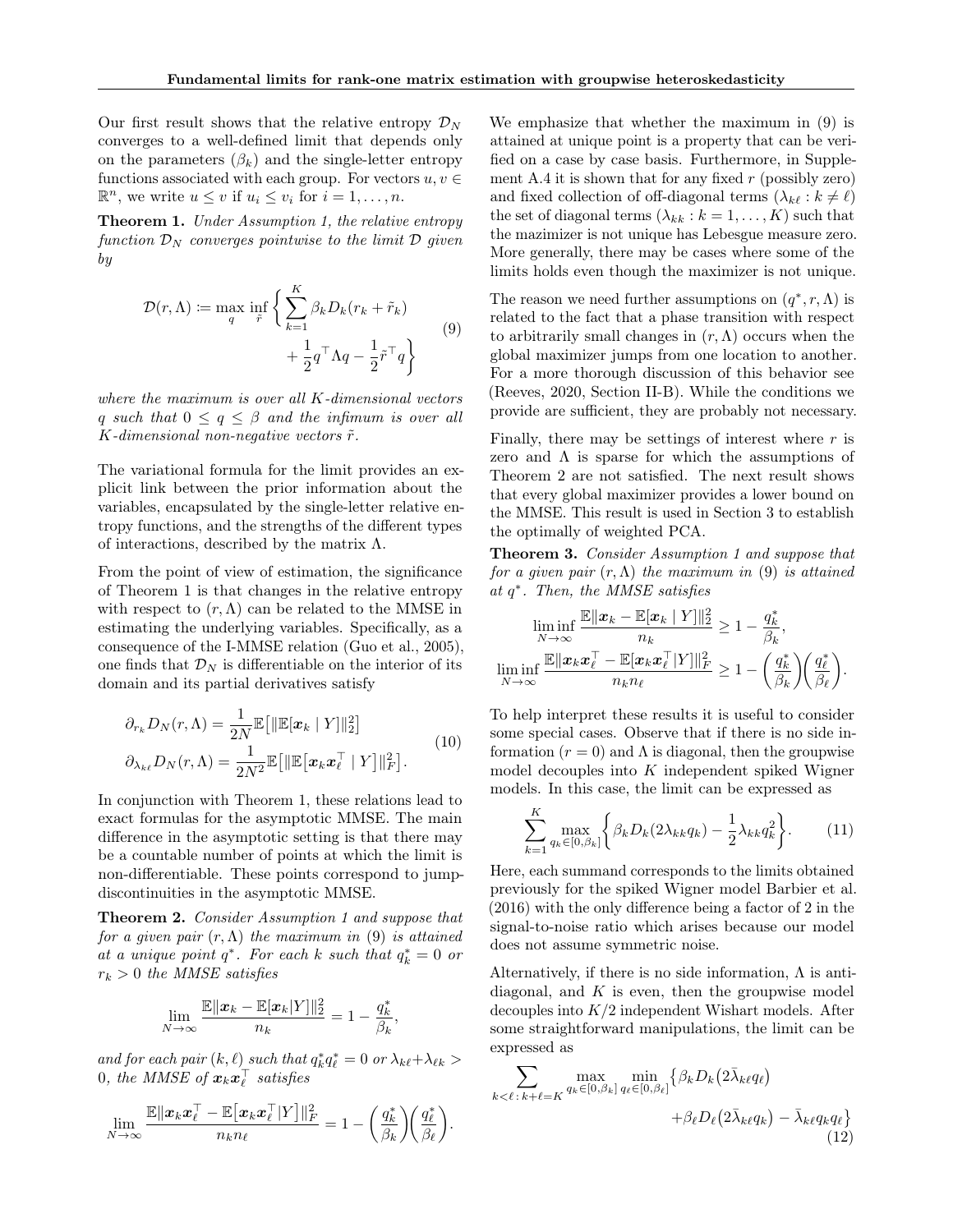Our first result shows that the relative entropy $\mathcal{D}_N$ converges to a well-defined limit that depends only on the parameters $(\beta_k)$ and the single-letter entropy functions associated with each group. For vectors $u, v \in \mathbb{R}^n$, we write $u \le v$ if $u_i \le v_i$ for $i = 1, \dots, n$.

**Theorem 1.** *Under Assumption 1, the relative entropy function $\mathcal{D}_N$ converges pointwise to the limit $\mathcal{D}$ given by*

$$\mathcal{D}(r, \Lambda) \coloneqq \max_{q} \inf_{\tilde{r}} \left\{ \sum_{k=1}^{K} \beta_k D_k(r_k + \tilde{r}_k) + \frac{1}{2} q^\top \Lambda q - \frac{1}{2} \tilde{r}^\top q \right\} \tag{9}$$

*where the maximum is over all $K$-dimensional vectors $q$ such that $0 \le q \le \beta$ and the infimum is over all $K$-dimensional non-negative vectors $\tilde{r}$.*

The variational formula for the limit provides an explicit link between the prior information about the variables, encapsulated by the single-letter relative entropy functions, and the strengths of the different types of interactions, described by the matrix $\Lambda$.

From the point of view of estimation, the significance of Theorem 1 is that changes in the relative entropy with respect to $(r, \Lambda)$ can be related to the MMSE in estimating the underlying variables. Specifically, as a consequence of the I-MMSE relation (Guo et al., 2005), one finds that $\mathcal{D}_N$ is differentiable on the interior of its domain and its partial derivatives satisfy

$$\begin{aligned} \partial_{r_k} D_N(r, \Lambda) &= \frac{1}{2N} \mathbb{E}\big[ \| \mathbb{E}[\boldsymbol{x}_k \mid Y] \|_2^2 \big] \\ \partial_{\lambda_{k\ell}} D_N(r, \Lambda) &= \frac{1}{2N^2} \mathbb{E}\big[ \| \mathbb{E}\big[\boldsymbol{x}_k \boldsymbol{x}_\ell^\top \mid Y\big] \|_F^2 \big]. \end{aligned} \tag{10}$$

In conjunction with Theorem 1, these relations lead to exact formulas for the asymptotic MMSE. The main difference in the asymptotic setting is that there may be a countable number of points at which the limit is non-differentiable. These points correspond to jump-discontinuities in the asymptotic MMSE.

**Theorem 2.** *Consider Assumption 1 and suppose that for a given pair $(r, \Lambda)$ the maximum in (9) is attained at a unique point $q^*$. For each $k$ such that $q_k^* = 0$ or $r_k > 0$ the MMSE satisfies*

$$\lim_{N \to \infty} \frac{\mathbb{E}\| \boldsymbol{x}_k - \mathbb{E}[\boldsymbol{x}_k | Y] \|_2^2}{n_k} = 1 - \frac{q_k^*}{\beta_k},$$

*and for each pair $(k, \ell)$ such that $q_k^* q_\ell^* = 0$ or $\lambda_{k\ell} + \lambda_{\ell k} > 0$, the MMSE of $\boldsymbol{x}_k \boldsymbol{x}_\ell^\top$ satisfies*

$$\lim_{N \to \infty} \frac{\mathbb{E}\| \boldsymbol{x}_k \boldsymbol{x}_\ell^\top - \mathbb{E}\big[\boldsymbol{x}_k \boldsymbol{x}_\ell^\top | Y\big] \|_F^2}{n_k n_\ell} = 1 - \left( \frac{q_k^*}{\beta_k} \right) \left( \frac{q_\ell^*}{\beta_\ell} \right).$$

We emphasize that whether the maximum in (9) is attained at unique point is a property that can be verified on a case by case basis. Furthermore, in Supplement A.4 it is shown that for any fixed $r$ (possibly zero) and fixed collection of off-diagonal terms $(\lambda_{k\ell} : k \neq \ell)$ the set of diagonal terms $(\lambda_{kk} : k = 1, \dots, K)$ such that the mazimizer is not unique has Lebesgue measure zero. More generally, there may be cases where some of the limits holds even though the maximizer is not unique.

The reason we need further assumptions on $(q^*, r, \Lambda)$ is related to the fact that a phase transition with respect to arbitrarily small changes in $(r, \Lambda)$ occurs when the global maximizer jumps from one location to another. For a more thorough discussion of this behavior see (Reeves, 2020, Section II-B). While the conditions we provide are sufficient, they are probably not necessary.

Finally, there may be settings of interest where $r$ is zero and $\Lambda$ is sparse for which the assumptions of Theorem 2 are not satisfied. The next result shows that every global maximizer provides a lower bound on the MMSE. This result is used in Section 3 to establish the optimally of weighted PCA.

**Theorem 3.** *Consider Assumption 1 and suppose that for a given pair $(r, \Lambda)$ the maximum in (9) is attained at $q^*$. Then, the MMSE satisfies*

$$\liminf_{N \to \infty} \frac{\mathbb{E}\| \boldsymbol{x}_k - \mathbb{E}[\boldsymbol{x}_k \mid Y] \|_2^2}{n_k} \ge 1 - \frac{q_k^*}{\beta_k},$$

$$\liminf_{N \to \infty} \frac{\mathbb{E}\| \boldsymbol{x}_k \boldsymbol{x}_\ell^\top - \mathbb{E}[\boldsymbol{x}_k \boldsymbol{x}_\ell^\top | Y] \|_F^2}{n_k n_\ell} \ge 1 - \left( \frac{q_k^*}{\beta_k} \right) \left( \frac{q_\ell^*}{\beta_\ell} \right).$$

To help interpret these results it is useful to consider some special cases. Observe that if there is no side information ($r = 0$) and $\Lambda$ is diagonal, then the groupwise model decouples into $K$ independent spiked Wigner models. In this case, the limit can be expressed as

$$\sum_{k=1}^{K} \max_{q_k \in [0, \beta_k]} \left\{ \beta_k D_k(2 \lambda_{kk} q_k) - \frac{1}{2} \lambda_{kk} q_k^2 \right\}. \tag{11}$$

Here, each summand corresponds to the limits obtained previously for the spiked Wigner model Barbier et al. (2016) with the only difference being a factor of 2 in the signal-to-noise ratio which arises because our model does not assume symmetric noise.

Alternatively, if there is no side information, $\Lambda$ is anti-diagonal, and $K$ is even, then the groupwise model decouples into $K/2$ independent Wishart models. After some straightforward manipulations, the limit can be expressed as

$$\sum_{k < \ell \,:\, k + \ell = K} \max_{q_k \in [0, \beta_k]} \min_{q_\ell \in [0, \beta_\ell]} \big\{ \beta_k D_k\big(2 \bar{\lambda}_{k\ell} q_\ell\big) + \beta_\ell D_\ell\big(2 \bar{\lambda}_{k\ell} q_k\big) - \bar{\lambda}_{k\ell} q_k q_\ell \big\} \tag{12}$$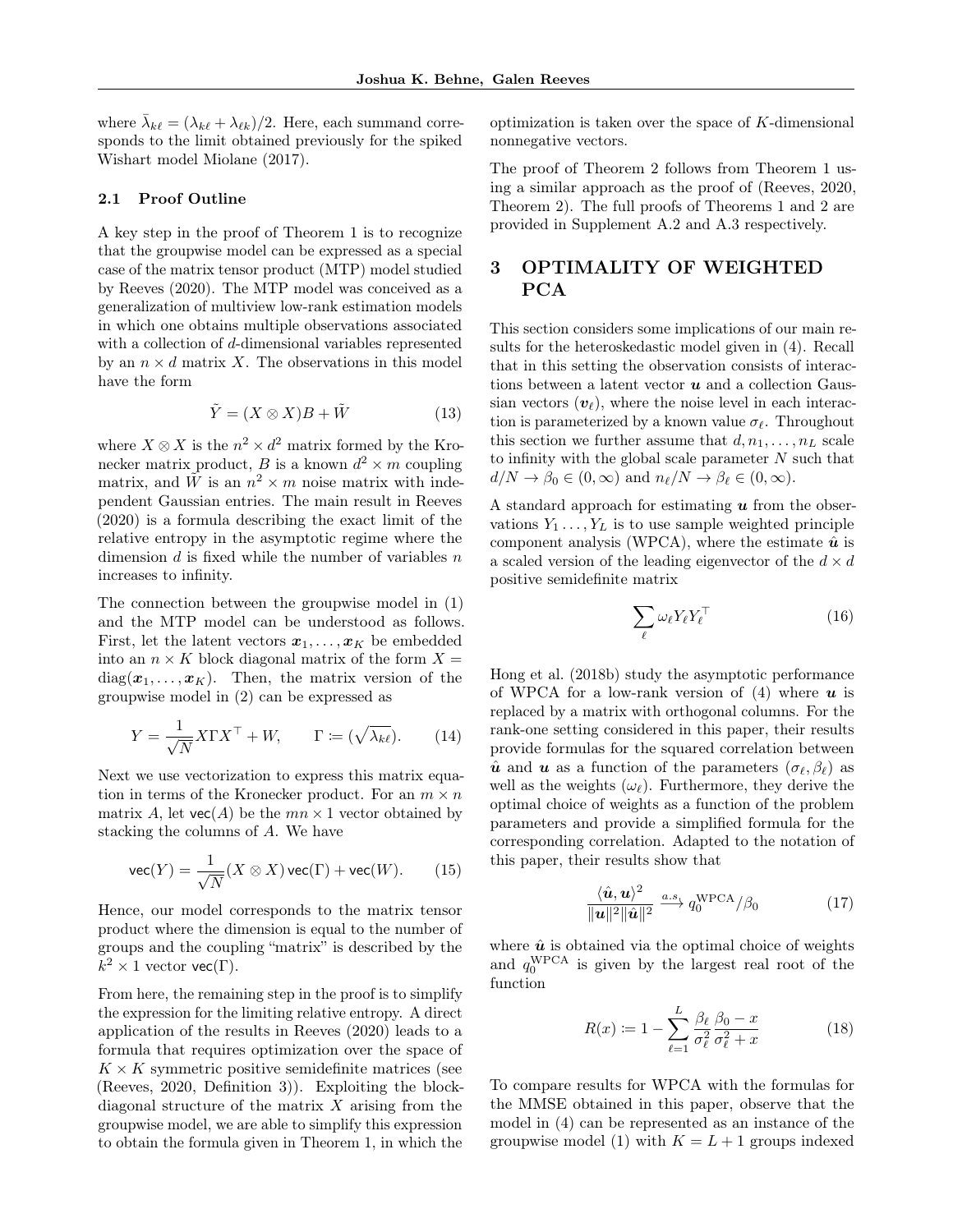where $\bar{\lambda}_{k\ell} = (\lambda_{k\ell} + \lambda_{\ell k})/2$. Here, each summand corresponds to the limit obtained previously for the spiked Wishart model Miolane (2017).

### 2.1 Proof Outline

A key step in the proof of Theorem 1 is to recognize that the groupwise model can be expressed as a special case of the matrix tensor product (MTP) model studied by Reeves (2020). The MTP model was conceived as a generalization of multiview low-rank estimation models in which one obtains multiple observations associated with a collection of $d$-dimensional variables represented by an $n \times d$ matrix $X$. The observations in this model have the form

$$\tilde{Y} = (X \otimes X)B + \tilde{W} \tag{13}$$

where $X \otimes X$ is the $n^2 \times d^2$ matrix formed by the Kronecker matrix product, $B$ is a known $d^2 \times m$ coupling matrix, and $\tilde{W}$ is an $n^2 \times m$ noise matrix with independent Gaussian entries. The main result in Reeves (2020) is a formula describing the exact limit of the relative entropy in the asymptotic regime where the dimension $d$ is fixed while the number of variables $n$ increases to infinity.

The connection between the groupwise model in (1) and the MTP model can be understood as follows. First, let the latent vectors $\boldsymbol{x}_1, \dots, \boldsymbol{x}_K$ be embedded into an $n \times K$ block diagonal matrix of the form $X = \operatorname{diag}(\boldsymbol{x}_1, \dots, \boldsymbol{x}_K)$. Then, the matrix version of the groupwise model in (2) can be expressed as

$$Y = \frac{1}{\sqrt{N}} X \Gamma X^\top + W, \qquad \Gamma \coloneqq (\sqrt{\lambda_{k\ell}}). \tag{14}$$

Next we use vectorization to express this matrix equation in terms of the Kronecker product. For an $m \times n$ matrix $A$, let $\mathsf{vec}(A)$ be the $mn \times 1$ vector obtained by stacking the columns of $A$. We have

$$\mathsf{vec}(Y) = \frac{1}{\sqrt{N}} (X \otimes X) \,\mathsf{vec}(\Gamma) + \mathsf{vec}(W). \tag{15}$$

Hence, our model corresponds to the matrix tensor product where the dimension is equal to the number of groups and the coupling "matrix" is described by the $k^2 \times 1$ vector $\mathsf{vec}(\Gamma)$.

From here, the remaining step in the proof is to simplify the expression for the limiting relative entropy. A direct application of the results in Reeves (2020) leads to a formula that requires optimization over the space of $K \times K$ symmetric positive semidefinite matrices (see (Reeves, 2020, Definition 3)). Exploiting the block-diagonal structure of the matrix $X$ arising from the groupwise model, we are able to simplify this expression to obtain the formula given in Theorem 1, in which the optimization is taken over the space of $K$-dimensional nonnegative vectors.

The proof of Theorem 2 follows from Theorem 1 using a similar approach as the proof of (Reeves, 2020, Theorem 2). The full proofs of Theorems 1 and 2 are provided in Supplement A.2 and A.3 respectively.

## 3 OPTIMALITY OF WEIGHTED PCA

This section considers some implications of our main results for the heteroskedastic model given in (4). Recall that in this setting the observation consists of interactions between a latent vector $\boldsymbol{u}$ and a collection Gaussian vectors $(\boldsymbol{v}_\ell)$, where the noise level in each interaction is parameterized by a known value $\sigma_\ell$. Throughout this section we further assume that $d, n_1, \dots, n_L$ scale to infinity with the global scale parameter $N$ such that $d/N \to \beta_0 \in (0, \infty)$ and $n_\ell/N \to \beta_\ell \in (0, \infty)$.

A standard approach for estimating $\boldsymbol{u}$ from the observations $Y_1 \dots, Y_L$ is to use sample weighted principle component analysis (WPCA), where the estimate $\hat{\boldsymbol{u}}$ is a scaled version of the leading eigenvector of the $d \times d$ positive semidefinite matrix

$$\sum_\ell \omega_\ell Y_\ell Y_\ell^\top \tag{16}$$

Hong et al. (2018b) study the asymptotic performance of WPCA for a low-rank version of (4) where $\boldsymbol{u}$ is replaced by a matrix with orthogonal columns. For the rank-one setting considered in this paper, their results provide formulas for the squared correlation between $\hat{\boldsymbol{u}}$ and $\boldsymbol{u}$ as a function of the parameters $(\sigma_\ell, \beta_\ell)$ as well as the weights $(\omega_\ell)$. Furthermore, they derive the optimal choice of weights as a function of the problem parameters and provide a simplified formula for the corresponding correlation. Adapted to the notation of this paper, their results show that

$$\frac{\langle \hat{\boldsymbol{u}}, \boldsymbol{u} \rangle^2}{\|\boldsymbol{u}\|^2 \|\hat{\boldsymbol{u}}\|^2} \xrightarrow{a.s.} q_0^{\mathrm{WPCA}} / \beta_0 \tag{17}$$

where $\hat{\boldsymbol{u}}$ is obtained via the optimal choice of weights and $q_0^{\mathrm{WPCA}}$ is given by the largest real root of the function

$$R(x) \coloneqq 1 - \sum_{\ell=1}^{L} \frac{\beta_\ell}{\sigma_\ell^2} \frac{\beta_0 - x}{\sigma_\ell^2 + x} \tag{18}$$

To compare results for WPCA with the formulas for the MMSE obtained in this paper, observe that the model in (4) can be represented as an instance of the groupwise model (1) with $K = L + 1$ groups indexed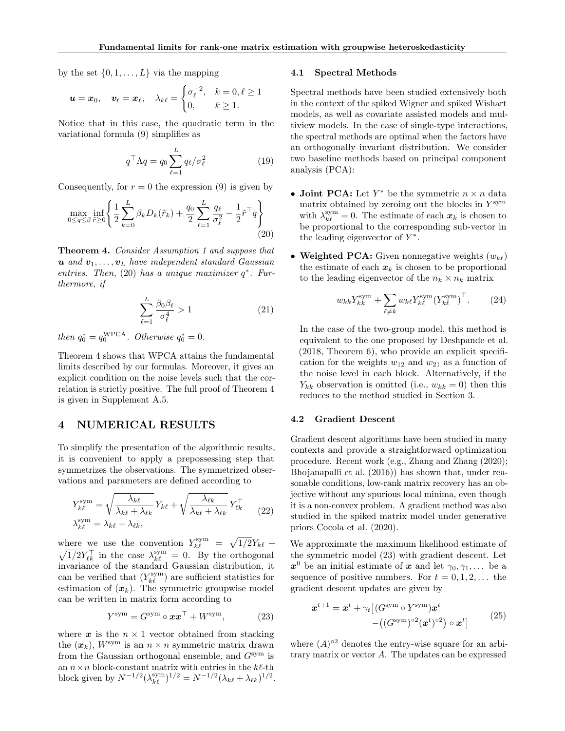by the set $\{0, 1, \dots, L\}$ via the mapping

$$\boldsymbol{u} = \boldsymbol{x}_0, \quad \boldsymbol{v}_\ell = \boldsymbol{x}_\ell, \quad \lambda_{k\ell} = \begin{cases} \sigma_\ell^{-2}, & k = 0, \ell \geq 1 \\ 0, & k \geq 1. \end{cases}$$

Notice that in this case, the quadratic term in the variational formula (9) simplifies as

$$q^\top \Lambda q = q_0 \sum_{\ell=1}^{L} q_\ell / \sigma_\ell^2 \tag{19}$$

Consequently, for $r = 0$ the expression (9) is given by

$$\max_{0 \leq q \leq \beta} \inf_{\tilde{r} \geq 0} \left\{ \frac{1}{2} \sum_{k=0}^{L} \beta_k D_k(\tilde{r}_k) + \frac{q_0}{2} \sum_{\ell=1}^{L} \frac{q_\ell}{\sigma_\ell^2} - \frac{1}{2} \tilde{r}^\top q \right\} \tag{20}$$

**Theorem 4.** *Consider Assumption 1 and suppose that $\boldsymbol{u}$ and $\boldsymbol{v}_1, \dots, \boldsymbol{v}_L$ have independent standard Gaussian entries. Then,* (20) *has a unique maximizer $q^*$. Furthermore, if*

$$\sum_{\ell=1}^{L} \frac{\beta_0 \beta_\ell}{\sigma_\ell^4} > 1 \tag{21}$$

*then $q_0^* = q_0^{\mathrm{WPCA}}$. Otherwise $q_0^* = 0$.*

Theorem 4 shows that WPCA attains the fundamental limits described by our formulas. Moreover, it gives an explicit condition on the noise levels such that the correlation is strictly positive. The full proof of Theorem 4 is given in Supplement A.5.

# 4 NUMERICAL RESULTS

To simplify the presentation of the algorithmic results, it is convenient to apply a prepossessing step that symmetrizes the observations. The symmetrized observations and parameters are defined according to

$$\begin{aligned} Y_{k\ell}^{\mathrm{sym}} &= \sqrt{\frac{\lambda_{k\ell}}{\lambda_{k\ell} + \lambda_{\ell k}}}\, Y_{k\ell} + \sqrt{\frac{\lambda_{\ell k}}{\lambda_{k\ell} + \lambda_{\ell k}}}\, Y_{\ell k}^\top \\ \lambda_{k\ell}^{\mathrm{sym}} &= \lambda_{k\ell} + \lambda_{\ell k}, \end{aligned} \tag{22}$$

where we use the convention $Y_{k\ell}^{\mathrm{sym}} = \sqrt{1/2} Y_{k\ell} + \sqrt{1/2} Y_{\ell k}^\top$ in the case $\lambda_{k\ell}^{\mathrm{sym}} = 0$. By the orthogonal invariance of the standard Gaussian distribution, it can be verified that $(Y_{k\ell}^{\mathrm{sym}})$ are sufficient statistics for estimation of $(\boldsymbol{x}_k)$. The symmetric groupwise model can be written in matrix form according to

$$Y^{\mathrm{sym}} = G^{\mathrm{sym}} \circ \boldsymbol{x}\boldsymbol{x}^\top + W^{\mathrm{sym}}, \tag{23}$$

where $\boldsymbol{x}$ is the $n \times 1$ vector obtained from stacking the $(\boldsymbol{x}_k)$, $W^{\mathrm{sym}}$ is an $n \times n$ symmetric matrix drawn from the Gaussian orthogonal ensemble, and $G^{\mathrm{sym}}$ is an $n \times n$ block-constant matrix with entries in the $k\ell$-th block given by $N^{-1/2} (\lambda_{k\ell}^{\mathrm{sym}})^{1/2} = N^{-1/2} (\lambda_{k\ell} + \lambda_{\ell k})^{1/2}$.

## 4.1 Spectral Methods

Spectral methods have been studied extensively both in the context of the spiked Wigner and spiked Wishart models, as well as covariate assisted models and multiview models. In the case of single-type interactions, the spectral methods are optimal when the factors have an orthogonally invariant distribution. We consider two baseline methods based on principal component analysis (PCA):

- **Joint PCA:** Let $Y^*$ be the symmetric $n \times n$ data matrix obtained by zeroing out the blocks in $Y^{\mathrm{sym}}$ with $\lambda_{k\ell}^{\mathrm{sym}} = 0$. The estimate of each $\boldsymbol{x}_k$ is chosen to be proportional to the corresponding sub-vector in the leading eigenvector of $Y^*$.
- **Weighted PCA:** Given nonnegative weights $(w_{k\ell})$ the estimate of each $\boldsymbol{x}_k$ is chosen to be proportional to the leading eigenvector of the $n_k \times n_k$ matrix

$$w_{kk} Y_{kk}^{\mathrm{sym}} + \sum_{\ell \neq k} w_{k\ell} Y_{k\ell}^{\mathrm{sym}} (Y_{k\ell}^{\mathrm{sym}})^\top. \tag{24}$$

In the case of the two-group model, this method is equivalent to the one proposed by Deshpande et al. (2018, Theorem 6), who provide an explicit specification for the weights $w_{12}$ and $w_{21}$ as a function of the noise level in each block. Alternatively, if the $Y_{kk}$ observation is omitted (i.e., $w_{kk} = 0$) then this reduces to the method studied in Section 3.

## 4.2 Gradient Descent

Gradient descent algorithms have been studied in many contexts and provide a straightforward optimization procedure. Recent work (e.g., Zhang and Zhang (2020); Bhojanapalli et al. (2016)) has shown that, under reasonable conditions, low-rank matrix recovery has an objective without any spurious local minima, even though it is a non-convex problem. A gradient method was also studied in the spiked matrix model under generative priors Cocola et al. (2020).

We approximate the maximum likelihood estimate of the symmetric model (23) with gradient descent. Let $\boldsymbol{x}^0$ be an initial estimate of $\boldsymbol{x}$ and let $\gamma_0, \gamma_1, \dots$ be a sequence of positive numbers. For $t = 0, 1, 2, \dots$ the gradient descent updates are given by

$$\begin{aligned} \boldsymbol{x}^{t+1} = \boldsymbol{x}^t + \gamma_t \big[ &(G^{\mathrm{sym}} \circ Y^{\mathrm{sym}}) \boldsymbol{x}^t \\ &- \big( (G^{\mathrm{sym}})^{\circ 2} (\boldsymbol{x}^t)^{\circ 2} \big) \circ \boldsymbol{x}^t \big] \end{aligned} \tag{25}$$

where $(A)^{\circ 2}$ denotes the entry-wise square for an arbitrary matrix or vector $A$. The updates can be expressed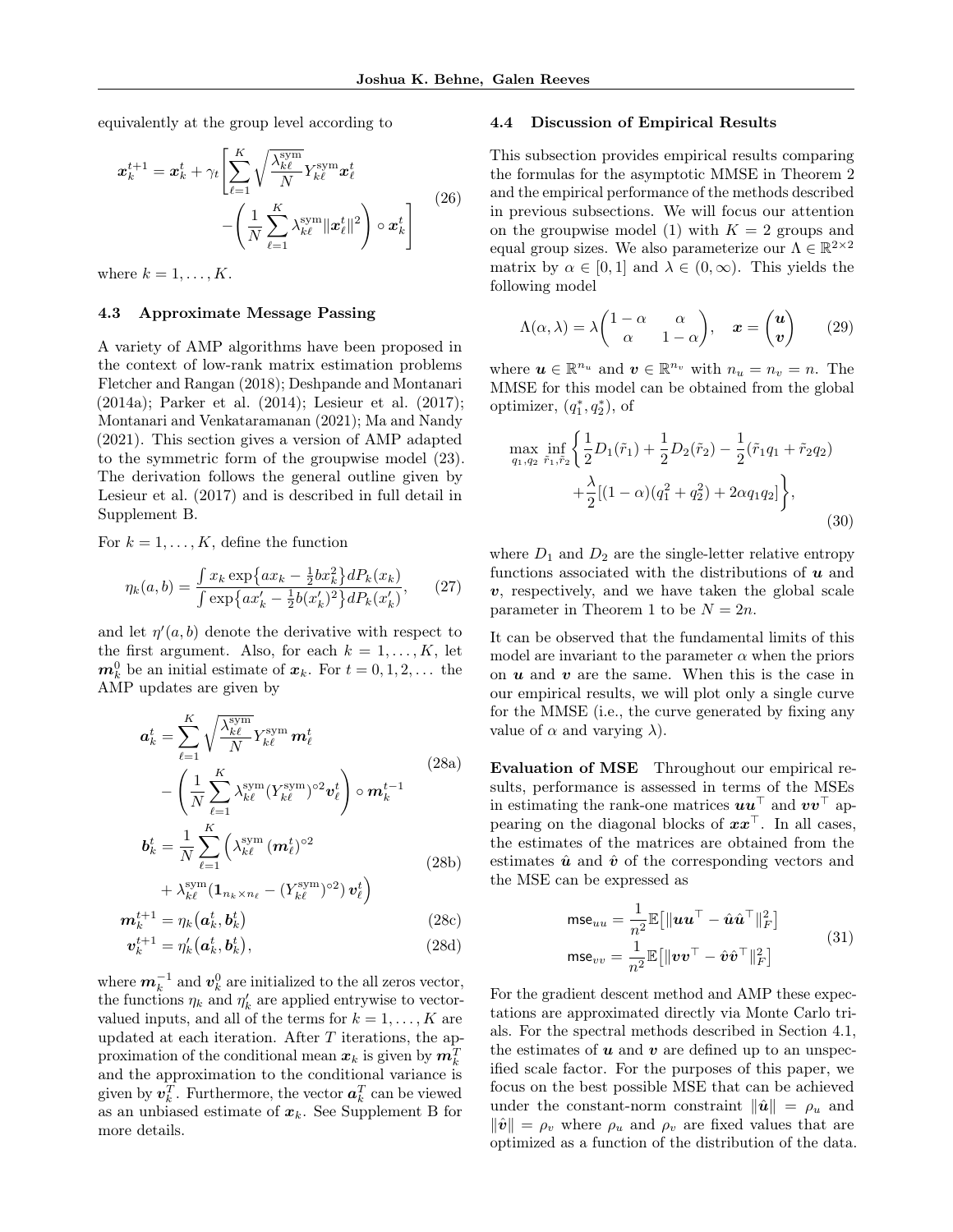equivalently at the group level according to

$$
\begin{aligned}
\boldsymbol{x}_k^{t+1} = \boldsymbol{x}_k^t + \gamma_t \Bigg[ &\sum_{\ell=1}^K \sqrt{\frac{\lambda_{k\ell}^{\text{sym}}}{N}} Y_{k\ell}^{\text{sym}} \boldsymbol{x}_\ell^t \\
&- \left( \frac{1}{N} \sum_{\ell=1}^K \lambda_{k\ell}^{\text{sym}} \|\boldsymbol{x}_\ell^t\|^2 \right) \circ \boldsymbol{x}_k^t \Bigg]
\end{aligned} \tag{26}
$$

where $k = 1, \dots, K$.

### 4.3 Approximate Message Passing

A variety of AMP algorithms have been proposed in the context of low-rank matrix estimation problems Fletcher and Rangan (2018); Deshpande and Montanari (2014a); Parker et al. (2014); Lesieur et al. (2017); Montanari and Venkataramanan (2021); Ma and Nandy (2021). This section gives a version of AMP adapted to the symmetric form of the groupwise model (23). The derivation follows the general outline given by Lesieur et al. (2017) and is described in full detail in Supplement B.

For $k = 1, \dots, K$, define the function

$$
\eta_k(a, b) = \frac{\int x_k \exp\{a x_k - \frac{1}{2} b x_k^2\} dP_k(x_k)}{\int \exp\{a x_k' - \frac{1}{2} b (x_k')^2\} dP_k(x_k')}, \tag{27}
$$

and let $\eta'(a, b)$ denote the derivative with respect to the first argument. Also, for each $k = 1, \dots, K$, let $\boldsymbol{m}_k^0$ be an initial estimate of $\boldsymbol{x}_k$. For $t = 0, 1, 2, \dots$ the AMP updates are given by

$$
\begin{aligned}
\boldsymbol{a}_k^t = &\sum_{\ell=1}^K \sqrt{\frac{\lambda_{k\ell}^{\text{sym}}}{N}} Y_{k\ell}^{\text{sym}} \boldsymbol{m}_\ell^t \\
&- \left( \frac{1}{N} \sum_{\ell=1}^K \lambda_{k\ell}^{\text{sym}} (Y_{k\ell}^{\text{sym}})^{\circ 2} \boldsymbol{v}_\ell^t \right) \circ \boldsymbol{m}_k^{t-1}
\end{aligned} \tag{28a}
$$

$$
\begin{aligned}
\boldsymbol{b}_k^t = \frac{1}{N} \sum_{\ell=1}^K &\Big( \lambda_{k\ell}^{\text{sym}} (\boldsymbol{m}_\ell^t)^{\circ 2} \\
&+ \lambda_{k\ell}^{\text{sym}} (\mathbf{1}_{n_k \times n_\ell} - (Y_{k\ell}^{\text{sym}})^{\circ 2}) \, \boldsymbol{v}_\ell^t \Big)
\end{aligned} \tag{28b}
$$

$$
\boldsymbol{m}_k^{t+1} = \eta_k(\boldsymbol{a}_k^t, \boldsymbol{b}_k^t) \tag{28c}
$$

$$
\boldsymbol{v}_k^{t+1} = \eta_k'(\boldsymbol{a}_k^t, \boldsymbol{b}_k^t), \tag{28d}
$$

where $\boldsymbol{m}_k^{-1}$ and $\boldsymbol{v}_k^0$ are initialized to the all zeros vector, the functions $\eta_k$ and $\eta_k'$ are applied entrywise to vector-valued inputs, and all of the terms for $k = 1, \dots, K$ are updated at each iteration. After $T$ iterations, the approximation of the conditional mean $\boldsymbol{x}_k$ is given by $\boldsymbol{m}_k^T$ and the approximation to the conditional variance is given by $\boldsymbol{v}_k^T$. Furthermore, the vector $\boldsymbol{a}_k^T$ can be viewed as an unbiased estimate of $\boldsymbol{x}_k$. See Supplement B for more details.

### 4.4 Discussion of Empirical Results

This subsection provides empirical results comparing the formulas for the asymptotic MMSE in Theorem 2 and the empirical performance of the methods described in previous subsections. We will focus our attention on the groupwise model (1) with $K = 2$ groups and equal group sizes. We also parameterize our $\Lambda \in \mathbb{R}^{2 \times 2}$ matrix by $\alpha \in [0, 1]$ and $\lambda \in (0, \infty)$. This yields the following model

$$
\Lambda(\alpha, \lambda) = \lambda \begin{pmatrix} 1 - \alpha & \alpha \\ \alpha & 1 - \alpha \end{pmatrix}, \quad \boldsymbol{x} = \begin{pmatrix} \boldsymbol{u} \\ \boldsymbol{v} \end{pmatrix} \tag{29}
$$

where $\boldsymbol{u} \in \mathbb{R}^{n_u}$ and $\boldsymbol{v} \in \mathbb{R}^{n_v}$ with $n_u = n_v = n$. The MMSE for this model can be obtained from the global optimizer, $(q_1^*, q_2^*)$, of

$$
\begin{aligned}
\max_{q_1, q_2} \inf_{\tilde{r}_1, \tilde{r}_2} \Bigg\{ &\frac{1}{2} D_1(\tilde{r}_1) + \frac{1}{2} D_2(\tilde{r}_2) - \frac{1}{2}(\tilde{r}_1 q_1 + \tilde{r}_2 q_2) \\
&+ \frac{\lambda}{2} [(1 - \alpha)(q_1^2 + q_2^2) + 2 \alpha q_1 q_2] \Bigg\},
\end{aligned} \tag{30}
$$

where $D_1$ and $D_2$ are the single-letter relative entropy functions associated with the distributions of $\boldsymbol{u}$ and $\boldsymbol{v}$, respectively, and we have taken the global scale parameter in Theorem 1 to be $N = 2n$.

It can be observed that the fundamental limits of this model are invariant to the parameter $\alpha$ when the priors on $\boldsymbol{u}$ and $\boldsymbol{v}$ are the same. When this is the case in our empirical results, we will plot only a single curve for the MMSE (i.e., the curve generated by fixing any value of $\alpha$ and varying $\lambda$).

**Evaluation of MSE** Throughout our empirical results, performance is assessed in terms of the MSEs in estimating the rank-one matrices $\boldsymbol{u}\boldsymbol{u}^\top$ and $\boldsymbol{v}\boldsymbol{v}^\top$ appearing on the diagonal blocks of $\boldsymbol{x}\boldsymbol{x}^\top$. In all cases, the estimates of the matrices are obtained from the estimates $\hat{\boldsymbol{u}}$ and $\hat{\boldsymbol{v}}$ of the corresponding vectors and the MSE can be expressed as

$$
\begin{aligned}
\mathsf{mse}_{uu} &= \frac{1}{n^2} \mathbb{E}\big[\|\boldsymbol{u}\boldsymbol{u}^\top - \hat{\boldsymbol{u}}\hat{\boldsymbol{u}}^\top\|_F^2\big] \\
\mathsf{mse}_{vv} &= \frac{1}{n^2} \mathbb{E}\big[\|\boldsymbol{v}\boldsymbol{v}^\top - \hat{\boldsymbol{v}}\hat{\boldsymbol{v}}^\top\|_F^2\big]
\end{aligned} \tag{31}
$$

For the gradient descent method and AMP these expectations are approximated directly via Monte Carlo trials. For the spectral methods described in Section 4.1, the estimates of $\boldsymbol{u}$ and $\boldsymbol{v}$ are defined up to an unspecified scale factor. For the purposes of this paper, we focus on the best possible MSE that can be achieved under the constant-norm constraint $\|\hat{\boldsymbol{u}}\| = \rho_u$ and $\|\hat{\boldsymbol{v}}\| = \rho_v$ where $\rho_u$ and $\rho_v$ are fixed values that are optimized as a function of the distribution of the data.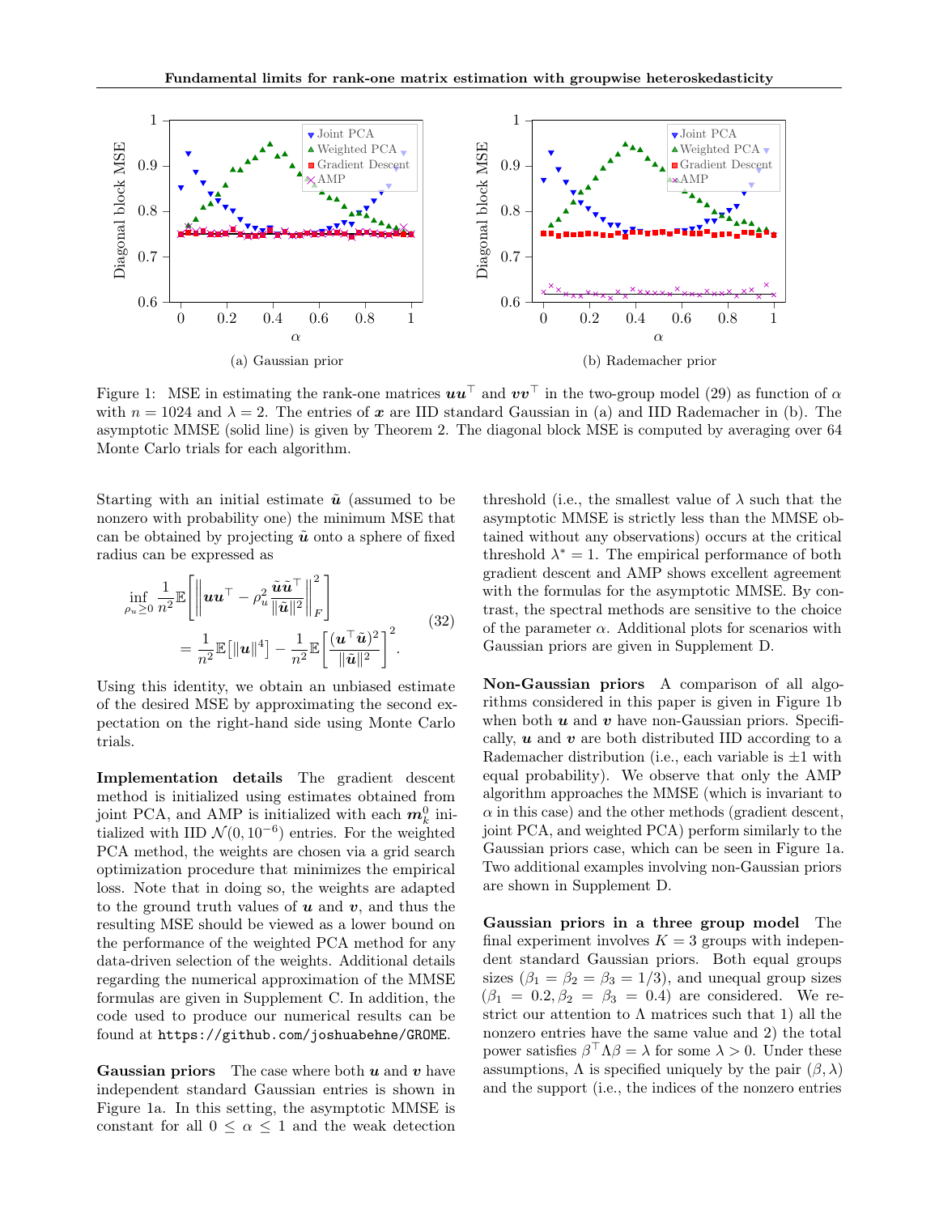(a) Gaussian prior

(b) Rademacher prior

Figure 1: MSE in estimating the rank-one matrices $\boldsymbol{u}\boldsymbol{u}^\top$ and $\boldsymbol{v}\boldsymbol{v}^\top$ in the two-group model (29) as function of $\alpha$ with $n = 1024$ and $\lambda = 2$. The entries of $\boldsymbol{x}$ are IID standard Gaussian in (a) and IID Rademacher in (b). The asymptotic MMSE (solid line) is given by Theorem 2. The diagonal block MSE is computed by averaging over 64 Monte Carlo trials for each algorithm.

Starting with an initial estimate $\tilde{\boldsymbol{u}}$ (assumed to be nonzero with probability one) the minimum MSE that can be obtained by projecting $\tilde{\boldsymbol{u}}$ onto a sphere of fixed radius can be expressed as

$$\begin{aligned}
&\inf_{\rho_u \geq 0} \frac{1}{n^2}\mathbb{E}\left[\left\| \boldsymbol{u}\boldsymbol{u}^\top - \rho_u^2 \frac{\tilde{\boldsymbol{u}}\tilde{\boldsymbol{u}}^\top}{\|\tilde{\boldsymbol{u}}\|^2} \right\|_F^2\right] \\
&\quad = \frac{1}{n^2}\mathbb{E}\big[\|\boldsymbol{u}\|^4\big] - \frac{1}{n^2}\mathbb{E}\left[\frac{(\boldsymbol{u}^\top \tilde{\boldsymbol{u}})^2}{\|\tilde{\boldsymbol{u}}\|^2}\right]^2.
\end{aligned} \tag{32}$$

Using this identity, we obtain an unbiased estimate of the desired MSE by approximating the second expectation on the right-hand side using Monte Carlo trials.

**Implementation details** The gradient descent method is initialized using estimates obtained from joint PCA, and AMP is initialized with each $\boldsymbol{m}_k^0$ initialized with IID $\mathcal{N}(0, 10^{-6})$ entries. For the weighted PCA method, the weights are chosen via a grid search optimization procedure that minimizes the empirical loss. Note that in doing so, the weights are adapted to the ground truth values of $\boldsymbol{u}$ and $\boldsymbol{v}$, and thus the resulting MSE should be viewed as a lower bound on the performance of the weighted PCA method for any data-driven selection of the weights. Additional details regarding the numerical approximation of the MMSE formulas are given in Supplement C. In addition, the code used to produce our numerical results can be found at `https://github.com/joshuabehne/GROME`.

**Gaussian priors** The case where both $\boldsymbol{u}$ and $\boldsymbol{v}$ have independent standard Gaussian entries is shown in Figure 1a. In this setting, the asymptotic MMSE is constant for all $0 \leq \alpha \leq 1$ and the weak detection threshold (i.e., the smallest value of $\lambda$ such that the asymptotic MMSE is strictly less than the MMSE obtained without any observations) occurs at the critical threshold $\lambda^* = 1$. The empirical performance of both gradient descent and AMP shows excellent agreement with the formulas for the asymptotic MMSE. By contrast, the spectral methods are sensitive to the choice of the parameter $\alpha$. Additional plots for scenarios with Gaussian priors are given in Supplement D.

**Non-Gaussian priors** A comparison of all algorithms considered in this paper is given in Figure 1b when both $\boldsymbol{u}$ and $\boldsymbol{v}$ have non-Gaussian priors. Specifically, $\boldsymbol{u}$ and $\boldsymbol{v}$ are both distributed IID according to a Rademacher distribution (i.e., each variable is $\pm 1$ with equal probability). We observe that only the AMP algorithm approaches the MMSE (which is invariant to $\alpha$ in this case) and the other methods (gradient descent, joint PCA, and weighted PCA) perform similarly to the Gaussian priors case, which can be seen in Figure 1a. Two additional examples involving non-Gaussian priors are shown in Supplement D.

**Gaussian priors in a three group model** The final experiment involves $K = 3$ groups with independent standard Gaussian priors. Both equal groups sizes ($\beta_1 = \beta_2 = \beta_3 = 1/3$), and unequal group sizes ($\beta_1 = 0.2, \beta_2 = \beta_3 = 0.4$) are considered. We restrict our attention to $\Lambda$ matrices such that 1) all the nonzero entries have the same value and 2) the total power satisfies $\beta^\top \Lambda \beta = \lambda$ for some $\lambda > 0$. Under these assumptions, $\Lambda$ is specified uniquely by the pair $(\beta, \lambda)$ and the support (i.e., the indices of the nonzero entries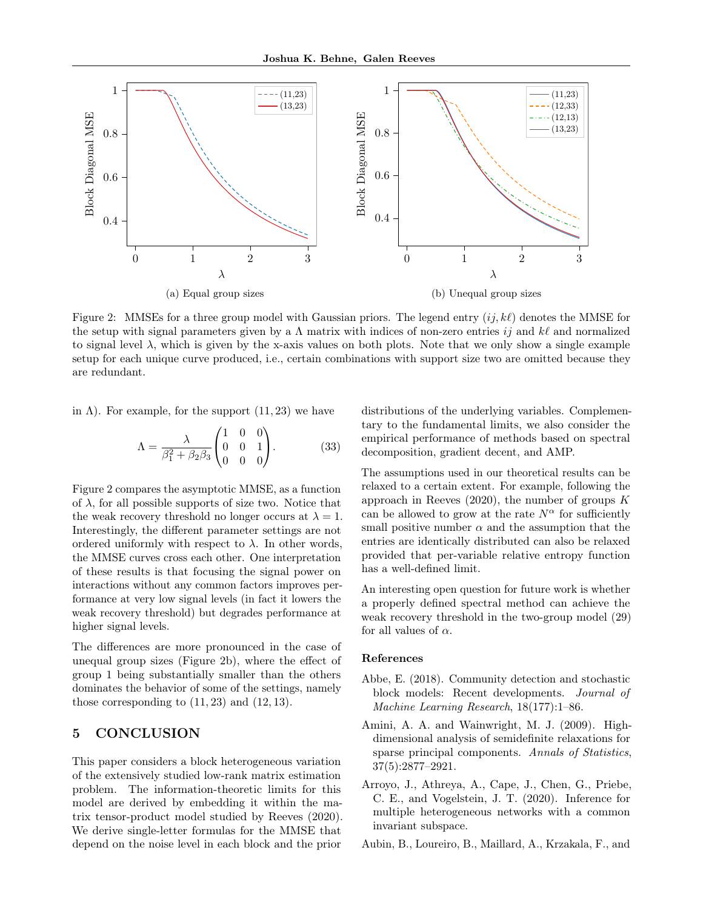(a) Equal group sizes

(b) Unequal group sizes

Figure 2: MMSEs for a three group model with Gaussian priors. The legend entry $(ij, k\ell)$ denotes the MMSE for the setup with signal parameters given by a $\Lambda$ matrix with indices of non-zero entries $ij$ and $k\ell$ and normalized to signal level $\lambda$, which is given by the x-axis values on both plots. Note that we only show a single example setup for each unique curve produced, i.e., certain combinations with support size two are omitted because they are redundant.

in $\Lambda$). For example, for the support $(11, 23)$ we have

$$\Lambda = \frac{\lambda}{\beta_1^2 + \beta_2\beta_3}\begin{pmatrix} 1 & 0 & 0 \\ 0 & 0 & 1 \\ 0 & 0 & 0 \end{pmatrix}. \tag{33}$$

Figure 2 compares the asymptotic MMSE, as a function of $\lambda$, for all possible supports of size two. Notice that the weak recovery threshold no longer occurs at $\lambda = 1$. Interestingly, the different parameter settings are not ordered uniformly with respect to $\lambda$. In other words, the MMSE curves cross each other. One interpretation of these results is that focusing the signal power on interactions without any common factors improves performance at very low signal levels (in fact it lowers the weak recovery threshold) but degrades performance at higher signal levels.

The differences are more pronounced in the case of unequal group sizes (Figure 2b), where the effect of group 1 being substantially smaller than the others dominates the behavior of some of the settings, namely those corresponding to $(11, 23)$ and $(12, 13)$.

## 5 CONCLUSION

This paper considers a block heterogeneous variation of the extensively studied low-rank matrix estimation problem. The information-theoretic limits for this model are derived by embedding it within the matrix tensor-product model studied by Reeves (2020). We derive single-letter formulas for the MMSE that depend on the noise level in each block and the prior distributions of the underlying variables. Complementary to the fundamental limits, we also consider the empirical performance of methods based on spectral decomposition, gradient decent, and AMP.

The assumptions used in our theoretical results can be relaxed to a certain extent. For example, following the approach in Reeves (2020), the number of groups $K$ can be allowed to grow at the rate $N^\alpha$ for sufficiently small positive number $\alpha$ and the assumption that the entries are identically distributed can also be relaxed provided that per-variable relative entropy function has a well-defined limit.

An interesting open question for future work is whether a properly defined spectral method can achieve the weak recovery threshold in the two-group model (29) for all values of $\alpha$.

### References

Abbe, E. (2018). Community detection and stochastic block models: Recent developments. *Journal of Machine Learning Research*, 18(177):1–86.

Amini, A. A. and Wainwright, M. J. (2009). High-dimensional analysis of semidefinite relaxations for sparse principal components. *Annals of Statistics*, 37(5):2877–2921.

Arroyo, J., Athreya, A., Cape, J., Chen, G., Priebe, C. E., and Vogelstein, J. T. (2020). Inference for multiple heterogeneous networks with a common invariant subspace.

Aubin, B., Loureiro, B., Maillard, A., Krzakala, F., and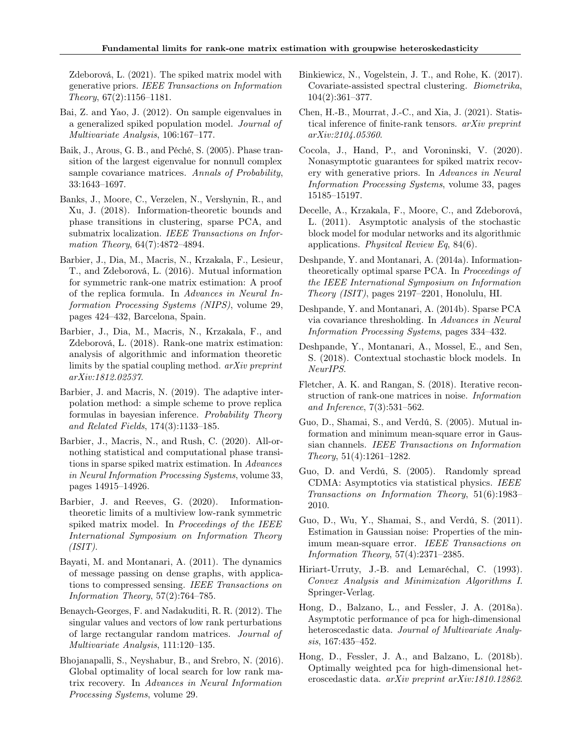Zdeborová, L. (2021). The spiked matrix model with generative priors. *IEEE Transactions on Information Theory*, 67(2):1156–1181.

Bai, Z. and Yao, J. (2012). On sample eigenvalues in a generalized spiked population model. *Journal of Multivariate Analysis*, 106:167–177.

Baik, J., Arous, G. B., and Péché, S. (2005). Phase transition of the largest eigenvalue for nonnull complex sample covariance matrices. *Annals of Probability*, 33:1643–1697.

Banks, J., Moore, C., Verzelen, N., Vershynin, R., and Xu, J. (2018). Information-theoretic bounds and phase transitions in clustering, sparse PCA, and submatrix localization. *IEEE Transactions on Information Theory*, 64(7):4872–4894.

Barbier, J., Dia, M., Macris, N., Krzakala, F., Lesieur, T., and Zdeborová, L. (2016). Mutual information for symmetric rank-one matrix estimation: A proof of the replica formula. In *Advances in Neural Information Processing Systems (NIPS)*, volume 29, pages 424–432, Barcelona, Spain.

Barbier, J., Dia, M., Macris, N., Krzakala, F., and Zdeborová, L. (2018). Rank-one matrix estimation: analysis of algorithmic and information theoretic limits by the spatial coupling method. *arXiv preprint arXiv:1812.02537*.

Barbier, J. and Macris, N. (2019). The adaptive interpolation method: a simple scheme to prove replica formulas in bayesian inference. *Probability Theory and Related Fields*, 174(3):1133–185.

Barbier, J., Macris, N., and Rush, C. (2020). All-or-nothing statistical and computational phase transitions in sparse spiked matrix estimation. In *Advances in Neural Information Processing Systems*, volume 33, pages 14915–14926.

Barbier, J. and Reeves, G. (2020). Information-theoretic limits of a multiview low-rank symmetric spiked matrix model. In *Proceedings of the IEEE International Symposium on Information Theory (ISIT)*.

Bayati, M. and Montanari, A. (2011). The dynamics of message passing on dense graphs, with applications to compressed sensing. *IEEE Transactions on Information Theory*, 57(2):764–785.

Benaych-Georges, F. and Nadakuditi, R. R. (2012). The singular values and vectors of low rank perturbations of large rectangular random matrices. *Journal of Multivariate Analysis*, 111:120–135.

Bhojanapalli, S., Neyshabur, B., and Srebro, N. (2016). Global optimality of local search for low rank matrix recovery. In *Advances in Neural Information Processing Systems*, volume 29.

Binkiewicz, N., Vogelstein, J. T., and Rohe, K. (2017). Covariate-assisted spectral clustering. *Biometrika*, 104(2):361–377.

Chen, H.-B., Mourrat, J.-C., and Xia, J. (2021). Statistical inference of finite-rank tensors. *arXiv preprint arXiv:2104.05360*.

Cocola, J., Hand, P., and Voroninski, V. (2020). Nonasymptotic guarantees for spiked matrix recovery with generative priors. In *Advances in Neural Information Processing Systems*, volume 33, pages 15185–15197.

Decelle, A., Krzakala, F., Moore, C., and Zdeborová, L. (2011). Asymptotic analysis of the stochastic block model for modular networks and its algorithmic applications. *Physitcal Review Eq*, 84(6).

Deshpande, Y. and Montanari, A. (2014a). Information-theoretically optimal sparse PCA. In *Proceedings of the IEEE International Symposium on Information Theory (ISIT)*, pages 2197–2201, Honolulu, HI.

Deshpande, Y. and Montanari, A. (2014b). Sparse PCA via covariance thresholding. In *Advances in Neural Information Processing Systems*, pages 334–432.

Deshpande, Y., Montanari, A., Mossel, E., and Sen, S. (2018). Contextual stochastic block models. In *NeurIPS*.

Fletcher, A. K. and Rangan, S. (2018). Iterative reconstruction of rank-one matrices in noise. *Information and Inference*, 7(3):531–562.

Guo, D., Shamai, S., and Verdú, S. (2005). Mutual information and minimum mean-square error in Gaussian channels. *IEEE Transactions on Information Theory*, 51(4):1261–1282.

Guo, D. and Verdú, S. (2005). Randomly spread CDMA: Asymptotics via statistical physics. *IEEE Transactions on Information Theory*, 51(6):1983–2010.

Guo, D., Wu, Y., Shamai, S., and Verdú, S. (2011). Estimation in Gaussian noise: Properties of the minimum mean-square error. *IEEE Transactions on Information Theory*, 57(4):2371–2385.

Hiriart-Urruty, J.-B. and Lemaréchal, C. (1993). *Convex Analysis and Minimization Algorithms I*. Springer-Verlag.

Hong, D., Balzano, L., and Fessler, J. A. (2018a). Asymptotic performance of pca for high-dimensional heteroscedastic data. *Journal of Multivariate Analysis*, 167:435–452.

Hong, D., Fessler, J. A., and Balzano, L. (2018b). Optimally weighted pca for high-dimensional heteroscedastic data. *arXiv preprint arXiv:1810.12862*.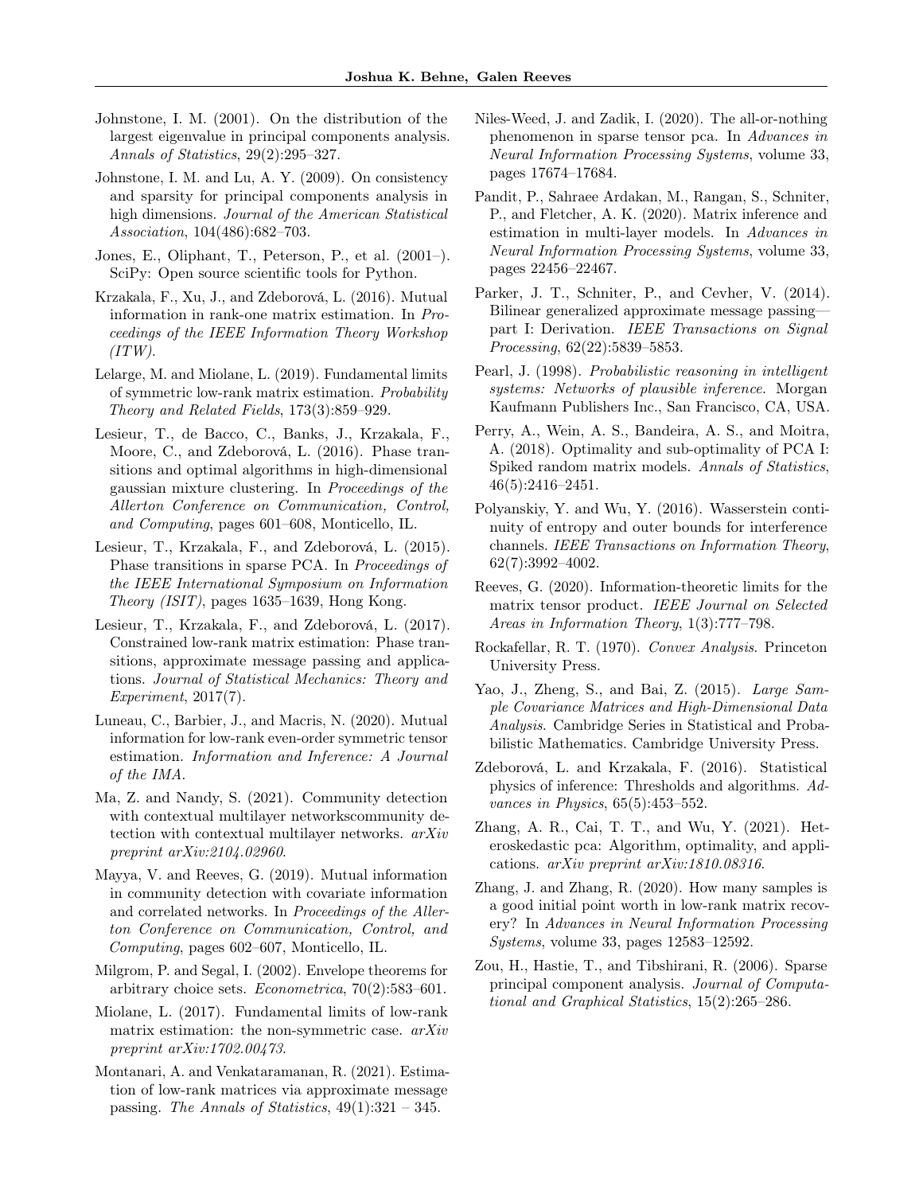Johnstone, I. M. (2001). On the distribution of the largest eigenvalue in principal components analysis. *Annals of Statistics*, 29(2):295–327.

Johnstone, I. M. and Lu, A. Y. (2009). On consistency and sparsity for principal components analysis in high dimensions. *Journal of the American Statistical Association*, 104(486):682–703.

Jones, E., Oliphant, T., Peterson, P., et al. (2001–). SciPy: Open source scientific tools for Python.

Krzakala, F., Xu, J., and Zdeborová, L. (2016). Mutual information in rank-one matrix estimation. In *Proceedings of the IEEE Information Theory Workshop (ITW)*.

Lelarge, M. and Miolane, L. (2019). Fundamental limits of symmetric low-rank matrix estimation. *Probability Theory and Related Fields*, 173(3):859–929.

Lesieur, T., de Bacco, C., Banks, J., Krzakala, F., Moore, C., and Zdeborová, L. (2016). Phase transitions and optimal algorithms in high-dimensional gaussian mixture clustering. In *Proceedings of the Allerton Conference on Communication, Control, and Computing*, pages 601–608, Monticello, IL.

Lesieur, T., Krzakala, F., and Zdeborová, L. (2015). Phase transitions in sparse PCA. In *Proceedings of the IEEE International Symposium on Information Theory (ISIT)*, pages 1635–1639, Hong Kong.

Lesieur, T., Krzakala, F., and Zdeborová, L. (2017). Constrained low-rank matrix estimation: Phase transitions, approximate message passing and applications. *Journal of Statistical Mechanics: Theory and Experiment*, 2017(7).

Luneau, C., Barbier, J., and Macris, N. (2020). Mutual information for low-rank even-order symmetric tensor estimation. *Information and Inference: A Journal of the IMA*.

Ma, Z. and Nandy, S. (2021). Community detection with contextual multilayer networkscommunity detection with contextual multilayer networks. *arXiv preprint arXiv:2104.02960*.

Mayya, V. and Reeves, G. (2019). Mutual information in community detection with covariate information and correlated networks. In *Proceedings of the Allerton Conference on Communication, Control, and Computing*, pages 602–607, Monticello, IL.

Milgrom, P. and Segal, I. (2002). Envelope theorems for arbitrary choice sets. *Econometrica*, 70(2):583–601.

Miolane, L. (2017). Fundamental limits of low-rank matrix estimation: the non-symmetric case. *arXiv preprint arXiv:1702.00473*.

Montanari, A. and Venkataramanan, R. (2021). Estimation of low-rank matrices via approximate message passing. *The Annals of Statistics*, 49(1):321 – 345.

Niles-Weed, J. and Zadik, I. (2020). The all-or-nothing phenomenon in sparse tensor pca. In *Advances in Neural Information Processing Systems*, volume 33, pages 17674–17684.

Pandit, P., Sahraee Ardakan, M., Rangan, S., Schniter, P., and Fletcher, A. K. (2020). Matrix inference and estimation in multi-layer models. In *Advances in Neural Information Processing Systems*, volume 33, pages 22456–22467.

Parker, J. T., Schniter, P., and Cevher, V. (2014). Bilinear generalized approximate message passing—part I: Derivation. *IEEE Transactions on Signal Processing*, 62(22):5839–5853.

Pearl, J. (1998). *Probabilistic reasoning in intelligent systems: Networks of plausible inference*. Morgan Kaufmann Publishers Inc., San Francisco, CA, USA.

Perry, A., Wein, A. S., Bandeira, A. S., and Moitra, A. (2018). Optimality and sub-optimality of PCA I: Spiked random matrix models. *Annals of Statistics*, 46(5):2416–2451.

Polyanskiy, Y. and Wu, Y. (2016). Wasserstein continuity of entropy and outer bounds for interference channels. *IEEE Transactions on Information Theory*, 62(7):3992–4002.

Reeves, G. (2020). Information-theoretic limits for the matrix tensor product. *IEEE Journal on Selected Areas in Information Theory*, 1(3):777–798.

Rockafellar, R. T. (1970). *Convex Analysis*. Princeton University Press.

Yao, J., Zheng, S., and Bai, Z. (2015). *Large Sample Covariance Matrices and High-Dimensional Data Analysis*. Cambridge Series in Statistical and Probabilistic Mathematics. Cambridge University Press.

Zdeborová, L. and Krzakala, F. (2016). Statistical physics of inference: Thresholds and algorithms. *Advances in Physics*, 65(5):453–552.

Zhang, A. R., Cai, T. T., and Wu, Y. (2021). Heteroskedastic pca: Algorithm, optimality, and applications. *arXiv preprint arXiv:1810.08316*.

Zhang, J. and Zhang, R. (2020). How many samples is a good initial point worth in low-rank matrix recovery? In *Advances in Neural Information Processing Systems*, volume 33, pages 12583–12592.

Zou, H., Hastie, T., and Tibshirani, R. (2006). Sparse principal component analysis. *Journal of Computational and Graphical Statistics*, 15(2):265–286.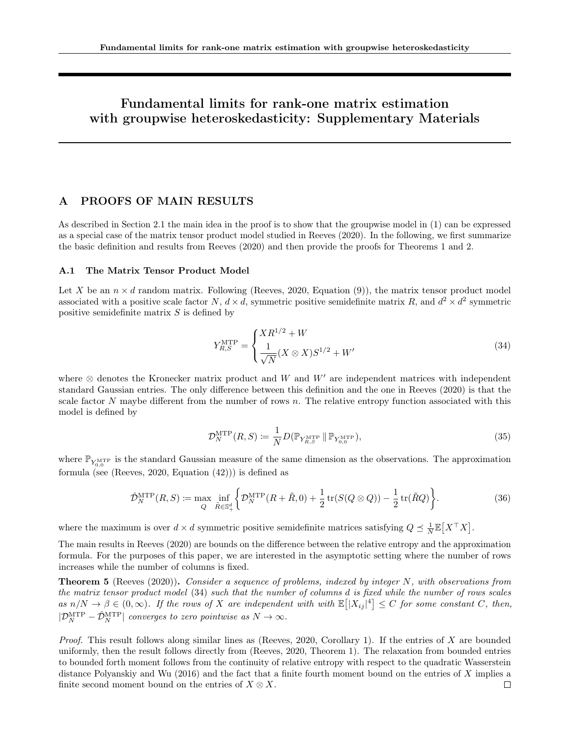# Fundamental limits for rank-one matrix estimation with groupwise heteroskedasticity: Supplementary Materials

## A PROOFS OF MAIN RESULTS

As described in Section 2.1 the main idea in the proof is to show that the groupwise model in (1) can be expressed as a special case of the matrix tensor product model studied in Reeves (2020). In the following, we first summarize the basic definition and results from Reeves (2020) and then provide the proofs for Theorems 1 and 2.

### A.1 The Matrix Tensor Product Model

Let $X$ be an $n \times d$ random matrix. Following (Reeves, 2020, Equation (9)), the matrix tensor product model associated with a positive scale factor $N$, $d \times d$, symmetric positive semidefinite matrix $R$, and $d^2 \times d^2$ symmetric positive semidefinite matrix $S$ is defined by

$$
Y_{R,S}^{\mathrm{MTP}} = \begin{cases} XR^{1/2} + W \\ \dfrac{1}{\sqrt{N}}(X \otimes X)S^{1/2} + W' \end{cases} \tag{34}
$$

where $\otimes$ denotes the Kronecker matrix product and $W$ and $W'$ are independent matrices with independent standard Gaussian entries. The only difference between this definition and the one in Reeves (2020) is that the scale factor $N$ maybe different from the number of rows $n$. The relative entropy function associated with this model is defined by

$$
\mathcal{D}_N^{\mathrm{MTP}}(R, S) \coloneqq \frac{1}{N} D(\mathbb{P}_{Y_{R,S}^{\mathrm{MTP}}} \,\|\, \mathbb{P}_{Y_{0,0}^{\mathrm{MTP}}}), \tag{35}
$$

where $\mathbb{P}_{Y_{0,0}^{\mathrm{MTP}}}$ is the standard Gaussian measure of the same dimension as the observations. The approximation formula (see (Reeves, 2020, Equation (42))) is defined as

$$
\hat{\mathcal{D}}_N^{\mathrm{MTP}}(R, S) \coloneqq \max_{Q} \inf_{\tilde{R} \in \mathbb{S}_+^d} \left\{ \mathcal{D}_N^{\mathrm{MTP}}(R + \tilde{R}, 0) + \frac{1}{2}\operatorname{tr}(S(Q \otimes Q)) - \frac{1}{2}\operatorname{tr}(\tilde{R}Q) \right\}. \tag{36}
$$

where the maximum is over $d \times d$ symmetric positive semidefinite matrices satisfying $Q \preceq \frac{1}{N}\mathbb{E}\big[X^\top X\big]$.

The main results in Reeves (2020) are bounds on the difference between the relative entropy and the approximation formula. For the purposes of this paper, we are interested in the asymptotic setting where the number of rows increases while the number of columns is fixed.

**Theorem 5** (Reeves (2020)). *Consider a sequence of problems, indexed by integer $N$, with observations from the matrix tensor product model* (34) *such that the number of columns $d$ is fixed while the number of rows scales as $n/N \to \beta \in (0, \infty)$. If the rows of $X$ are independent with with $\mathbb{E}\big[|X_{ij}|^4\big] \leq C$ for some constant $C$, then, $|\mathcal{D}_N^{\mathrm{MTP}} - \hat{\mathcal{D}}_N^{\mathrm{MTP}}|$ converges to zero pointwise as $N \to \infty$.*

*Proof.* This result follows along similar lines as (Reeves, 2020, Corollary 1). If the entries of $X$ are bounded uniformly, then the result follows directly from (Reeves, 2020, Theorem 1). The relaxation from bounded entries to bounded forth moment follows from the continuity of relative entropy with respect to the quadratic Wasserstein distance Polyanskiy and Wu (2016) and the fact that a finite fourth moment bound on the entries of $X$ implies a finite second moment bound on the entries of $X \otimes X$. $\square$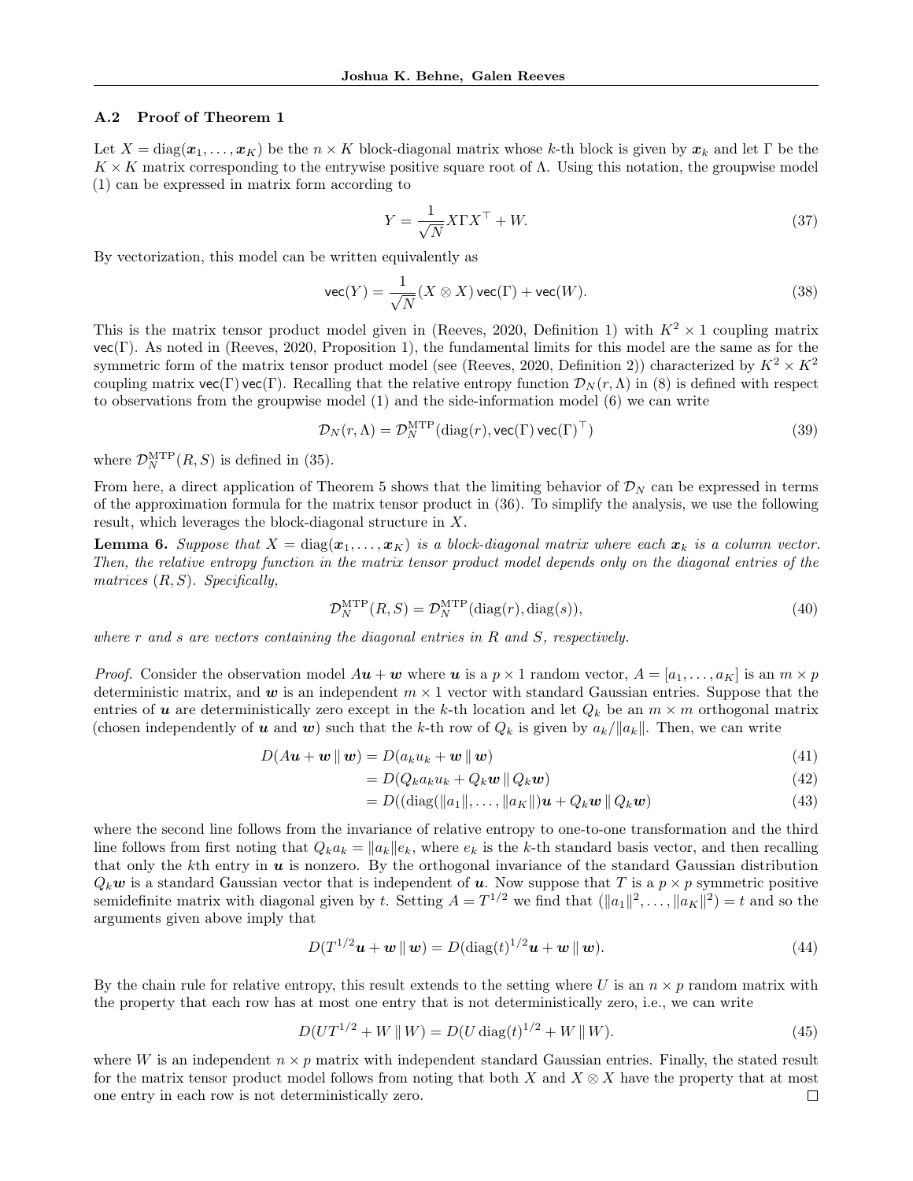### A.2 Proof of Theorem 1

Let $X = \operatorname{diag}(\boldsymbol{x}_1, \ldots, \boldsymbol{x}_K)$ be the $n \times K$ block-diagonal matrix whose $k$-th block is given by $\boldsymbol{x}_k$ and let $\Gamma$ be the $K \times K$ matrix corresponding to the entrywise positive square root of $\Lambda$. Using this notation, the groupwise model (1) can be expressed in matrix form according to

$$Y = \frac{1}{\sqrt{N}} X \Gamma X^\top + W. \tag{37}$$

By vectorization, this model can be written equivalently as

$$\mathsf{vec}(Y) = \frac{1}{\sqrt{N}} (X \otimes X) \,\mathsf{vec}(\Gamma) + \mathsf{vec}(W). \tag{38}$$

This is the matrix tensor product model given in (Reeves, 2020, Definition 1) with $K^2 \times 1$ coupling matrix $\mathsf{vec}(\Gamma)$. As noted in (Reeves, 2020, Proposition 1), the fundamental limits for this model are the same as for the symmetric form of the matrix tensor product model (see (Reeves, 2020, Definition 2)) characterized by $K^2 \times K^2$ coupling matrix $\mathsf{vec}(\Gamma)\,\mathsf{vec}(\Gamma)$. Recalling that the relative entropy function $\mathcal{D}_N(r, \Lambda)$ in (8) is defined with respect to observations from the groupwise model (1) and the side-information model (6) we can write

$$\mathcal{D}_N(r, \Lambda) = \mathcal{D}_N^{\mathrm{MTP}}(\operatorname{diag}(r), \mathsf{vec}(\Gamma)\,\mathsf{vec}(\Gamma)^\top) \tag{39}$$

where $\mathcal{D}_N^{\mathrm{MTP}}(R, S)$ is defined in (35).

From here, a direct application of Theorem 5 shows that the limiting behavior of $\mathcal{D}_N$ can be expressed in terms of the approximation formula for the matrix tensor product in (36). To simplify the analysis, we use the following result, which leverages the block-diagonal structure in $X$.

**Lemma 6.** *Suppose that $X = \operatorname{diag}(\boldsymbol{x}_1, \ldots, \boldsymbol{x}_K)$ is a block-diagonal matrix where each $\boldsymbol{x}_k$ is a column vector. Then, the relative entropy function in the matrix tensor product model depends only on the diagonal entries of the matrices $(R, S)$. Specifically,*

$$\mathcal{D}_N^{\mathrm{MTP}}(R, S) = \mathcal{D}_N^{\mathrm{MTP}}(\operatorname{diag}(r), \operatorname{diag}(s)), \tag{40}$$

*where $r$ and $s$ are vectors containing the diagonal entries in $R$ and $S$, respectively.*

*Proof.* Consider the observation model $A\boldsymbol{u} + \boldsymbol{w}$ where $\boldsymbol{u}$ is a $p \times 1$ random vector, $A = [a_1, \ldots, a_K]$ is an $m \times p$ deterministic matrix, and $\boldsymbol{w}$ is an independent $m \times 1$ vector with standard Gaussian entries. Suppose that the entries of $\boldsymbol{u}$ are deterministically zero except in the $k$-th location and let $Q_k$ be an $m \times m$ orthogonal matrix (chosen independently of $\boldsymbol{u}$ and $\boldsymbol{w}$) such that the $k$-th row of $Q_k$ is given by $a_k / \|a_k\|$. Then, we can write

$$\begin{aligned}
D(A\boldsymbol{u} + \boldsymbol{w} \,\|\, \boldsymbol{w}) &= D(a_k u_k + \boldsymbol{w} \,\|\, \boldsymbol{w}) &(41)\\
&= D(Q_k a_k u_k + Q_k \boldsymbol{w} \,\|\, Q_k \boldsymbol{w}) &(42)\\
&= D((\operatorname{diag}(\|a_1\|, \ldots, \|a_K\|)\boldsymbol{u} + Q_k \boldsymbol{w} \,\|\, Q_k \boldsymbol{w}) &(43)
\end{aligned}$$

where the second line follows from the invariance of relative entropy to one-to-one transformation and the third line follows from first noting that $Q_k a_k = \|a_k\| e_k$, where $e_k$ is the $k$-th standard basis vector, and then recalling that only the $k$th entry in $\boldsymbol{u}$ is nonzero. By the orthogonal invariance of the standard Gaussian distribution $Q_k \boldsymbol{w}$ is a standard Gaussian vector that is independent of $\boldsymbol{u}$. Now suppose that $T$ is a $p \times p$ symmetric positive semidefinite matrix with diagonal given by $t$. Setting $A = T^{1/2}$ we find that $(\|a_1\|^2, \ldots, \|a_K\|^2) = t$ and so the arguments given above imply that

$$D(T^{1/2}\boldsymbol{u} + \boldsymbol{w} \,\|\, \boldsymbol{w}) = D(\operatorname{diag}(t)^{1/2}\boldsymbol{u} + \boldsymbol{w} \,\|\, \boldsymbol{w}). \tag{44}$$

By the chain rule for relative entropy, this result extends to the setting where $U$ is an $n \times p$ random matrix with the property that each row has at most one entry that is not deterministically zero, i.e., we can write

$$D(UT^{1/2} + W \,\|\, W) = D(U \operatorname{diag}(t)^{1/2} + W \,\|\, W). \tag{45}$$

where $W$ is an independent $n \times p$ matrix with independent standard Gaussian entries. Finally, the stated result for the matrix tensor product model follows from noting that both $X$ and $X \otimes X$ have the property that at most one entry in each row is not deterministically zero. $\square$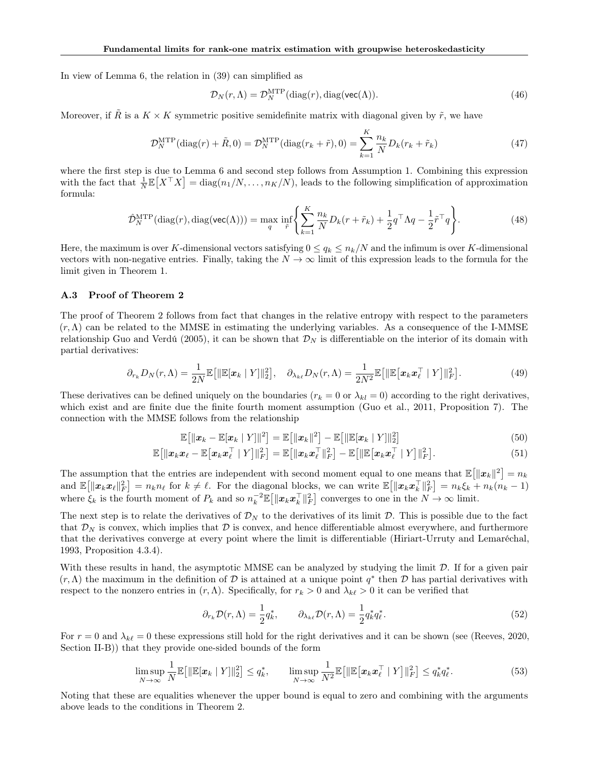In view of Lemma 6, the relation in (39) can simplified as

$$\mathcal{D}_N(r, \Lambda) = \mathcal{D}_N^{\mathrm{MTP}}(\mathrm{diag}(r), \mathrm{diag}(\mathsf{vec}(\Lambda)). \tag{46}$$

Moreover, if $\tilde{R}$ is a $K \times K$ symmetric positive semidefinite matrix with diagonal given by $\tilde{r}$, we have

$$\mathcal{D}_N^{\mathrm{MTP}}(\mathrm{diag}(r) + \tilde{R}, 0) = \mathcal{D}_N^{\mathrm{MTP}}(\mathrm{diag}(r_k + \tilde{r}), 0) = \sum_{k=1}^{K} \frac{n_k}{N} D_k(r_k + \tilde{r}_k) \tag{47}$$

where the first step is due to Lemma 6 and second step follows from Assumption 1. Combining this expression with the fact that $\frac{1}{N}\mathbb{E}\big[X^\top X\big] = \mathrm{diag}(n_1/N, \dots, n_K/N)$, leads to the following simplification of approximation formula:

$$\hat{\mathcal{D}}_N^{\mathrm{MTP}}(\mathrm{diag}(r), \mathrm{diag}(\mathsf{vec}(\Lambda))) = \max_{q} \inf_{\tilde{r}} \left\{ \sum_{k=1}^{K} \frac{n_k}{N} D_k(r + \tilde{r}_k) + \frac{1}{2} q^\top \Lambda q - \frac{1}{2} \tilde{r}^\top q \right\}. \tag{48}$$

Here, the maximum is over $K$-dimensional vectors satisfying $0 \le q_k \le n_k/N$ and the infimum is over $K$-dimensional vectors with non-negative entries. Finally, taking the $N \to \infty$ limit of this expression leads to the formula for the limit given in Theorem 1.

### A.3 Proof of Theorem 2

The proof of Theorem 2 follows from fact that changes in the relative entropy with respect to the parameters $(r, \Lambda)$ can be related to the MMSE in estimating the underlying variables. As a consequence of the I-MMSE relationship Guo and Verdú (2005), it can be shown that $\mathcal{D}_N$ is differentiable on the interior of its domain with partial derivatives:

$$\partial_{r_k} D_N(r, \Lambda) = \frac{1}{2N} \mathbb{E}\big[\|\mathbb{E}[\boldsymbol{x}_k \mid Y]\|_2^2\big], \quad \partial_{\lambda_{k\ell}} D_N(r, \Lambda) = \frac{1}{2N^2} \mathbb{E}\big[\|\mathbb{E}\big[\boldsymbol{x}_k \boldsymbol{x}_\ell^\top \mid Y\big]\|_F^2\big]. \tag{49}$$

These derivatives can be defined uniquely on the boundaries ($r_k = 0$ or $\lambda_{kl} = 0$) according to the right derivatives, which exist and are finite due the finite fourth moment assumption (Guo et al., 2011, Proposition 7). The connection with the MMSE follows from the relationship

$$\mathbb{E}\big[\|\boldsymbol{x}_k - \mathbb{E}[\boldsymbol{x}_k \mid Y]\|^2\big] = \mathbb{E}\big[\|\boldsymbol{x}_k\|^2\big] - \mathbb{E}\big[\|\mathbb{E}[\boldsymbol{x}_k \mid Y]\|_2^2\big] \tag{50}$$

$$\mathbb{E}\big[\|\boldsymbol{x}_k \boldsymbol{x}_\ell - \mathbb{E}\big[\boldsymbol{x}_k \boldsymbol{x}_\ell^\top \mid Y\big]\|_F^2\big] = \mathbb{E}\big[\|\boldsymbol{x}_k \boldsymbol{x}_\ell^\top\|_F^2\big] - \mathbb{E}\big[\|\mathbb{E}\big[\boldsymbol{x}_k \boldsymbol{x}_\ell^\top \mid Y\big]\|_F^2\big]. \tag{51}$$

The assumption that the entries are independent with second moment equal to one means that $\mathbb{E}\big[\|\boldsymbol{x}_k\|^2\big] = n_k$ and $\mathbb{E}\big[\|\boldsymbol{x}_k \boldsymbol{x}_\ell\|_F^2\big] = n_k n_\ell$ for $k \ne \ell$. For the diagonal blocks, we can write $\mathbb{E}\big[\|\boldsymbol{x}_k \boldsymbol{x}_k^\top\|_F^2\big] = n_k \xi_k + n_k(n_k - 1)$ where $\xi_k$ is the fourth moment of $P_k$ and so $n_k^{-2}\mathbb{E}\big[\|\boldsymbol{x}_k \boldsymbol{x}_k^\top\|_F^2\big]$ converges to one in the $N \to \infty$ limit.

The next step is to relate the derivatives of $\mathcal{D}_N$ to the derivatives of its limit $\mathcal{D}$. This is possible due to the fact that $\mathcal{D}_N$ is convex, which implies that $\mathcal{D}$ is convex, and hence differentiable almost everywhere, and furthermore that the derivatives converge at every point where the limit is differentiable (Hiriart-Urruty and Lemaréchal, 1993, Proposition 4.3.4).

With these results in hand, the asymptotic MMSE can be analyzed by studying the limit $\mathcal{D}$. If for a given pair $(r, \Lambda)$ the maximum in the definition of $\mathcal{D}$ is attained at a unique point $q^*$ then $\mathcal{D}$ has partial derivatives with respect to the nonzero entries in $(r, \Lambda)$. Specifically, for $r_k > 0$ and $\lambda_{k\ell} > 0$ it can be verified that

$$\partial_{r_k} \mathcal{D}(r, \Lambda) = \frac{1}{2} q_k^*, \qquad \partial_{\lambda_{k\ell}} \mathcal{D}(r, \Lambda) = \frac{1}{2} q_k^* q_\ell^*. \tag{52}$$

For $r = 0$ and $\lambda_{k\ell} = 0$ these expressions still hold for the right derivatives and it can be shown (see (Reeves, 2020, Section II-B)) that they provide one-sided bounds of the form

$$\limsup_{N \to \infty} \frac{1}{N} \mathbb{E}\big[\|\mathbb{E}[\boldsymbol{x}_k \mid Y]\|_2^2\big] \le q_k^*, \qquad \limsup_{N \to \infty} \frac{1}{N^2} \mathbb{E}\big[\|\mathbb{E}\big[\boldsymbol{x}_k \boldsymbol{x}_\ell^\top \mid Y\big]\|_F^2\big] \le q_k^* q_\ell^*. \tag{53}$$

Noting that these are equalities whenever the upper bound is equal to zero and combining with the arguments above leads to the conditions in Theorem 2.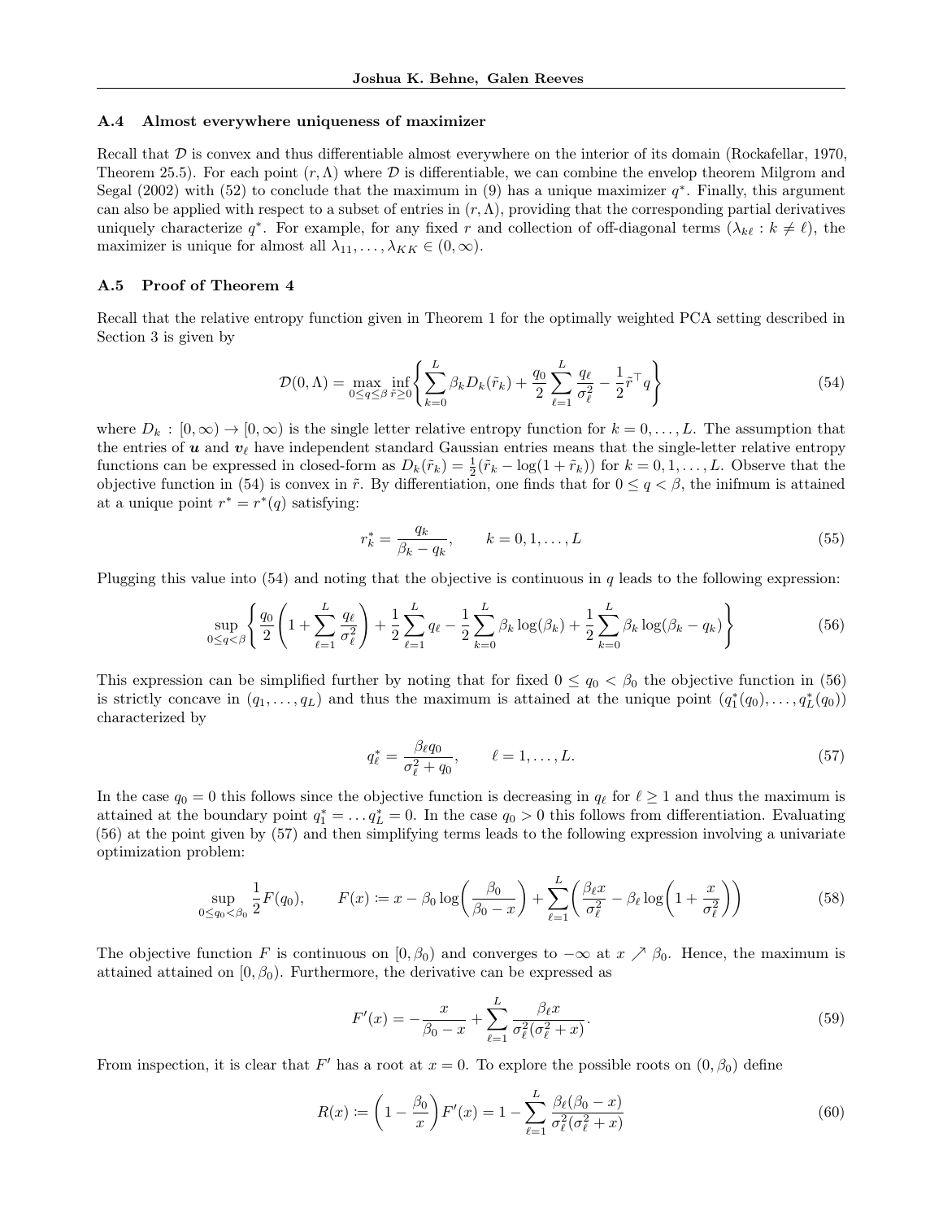### A.4 Almost everywhere uniqueness of maximizer

Recall that $\mathcal{D}$ is convex and thus differentiable almost everywhere on the interior of its domain (Rockafellar, 1970, Theorem 25.5). For each point $(r, \Lambda)$ where $\mathcal{D}$ is differentiable, we can combine the envelop theorem Milgrom and Segal (2002) with (52) to conclude that the maximum in (9) has a unique maximizer $q^*$. Finally, this argument can also be applied with respect to a subset of entries in $(r, \Lambda)$, providing that the corresponding partial derivatives uniquely characterize $q^*$. For example, for any fixed $r$ and collection of off-diagonal terms $(\lambda_{k\ell} : k \neq \ell)$, the maximizer is unique for almost all $\lambda_{11}, \ldots, \lambda_{KK} \in (0, \infty)$.

### A.5 Proof of Theorem 4

Recall that the relative entropy function given in Theorem 1 for the optimally weighted PCA setting described in Section 3 is given by

$$\mathcal{D}(0, \Lambda) = \max_{0 \leq q \leq \beta} \inf_{\tilde{r} \geq 0} \left\{ \sum_{k=0}^{L} \beta_k D_k(\tilde{r}_k) + \frac{q_0}{2} \sum_{\ell=1}^{L} \frac{q_\ell}{\sigma_\ell^2} - \frac{1}{2} \tilde{r}^\top q \right\} \tag{54}$$

where $D_k : [0, \infty) \to [0, \infty)$ is the single letter relative entropy function for $k = 0, \ldots, L$. The assumption that the entries of $\boldsymbol{u}$ and $\boldsymbol{v}_\ell$ have independent standard Gaussian entries means that the single-letter relative entropy functions can be expressed in closed-form as $D_k(\tilde{r}_k) = \frac{1}{2}(\tilde{r}_k - \log(1 + \tilde{r}_k))$ for $k = 0, 1, \ldots, L$. Observe that the objective function in (54) is convex in $\tilde{r}$. By differentiation, one finds that for $0 \leq q < \beta$, the inifmum is attained at a unique point $r^* = r^*(q)$ satisfying:

$$r_k^* = \frac{q_k}{\beta_k - q_k}, \qquad k = 0, 1, \ldots, L \tag{55}$$

Plugging this value into (54) and noting that the objective is continuous in $q$ leads to the following expression:

$$\sup_{0 \leq q < \beta} \left\{ \frac{q_0}{2} \left( 1 + \sum_{\ell=1}^{L} \frac{q_\ell}{\sigma_\ell^2} \right) + \frac{1}{2} \sum_{\ell=1}^{L} q_\ell - \frac{1}{2} \sum_{k=0}^{L} \beta_k \log(\beta_k) + \frac{1}{2} \sum_{k=0}^{L} \beta_k \log(\beta_k - q_k) \right\} \tag{56}$$

This expression can be simplified further by noting that for fixed $0 \leq q_0 < \beta_0$ the objective function in (56) is strictly concave in $(q_1, \ldots, q_L)$ and thus the maximum is attained at the unique point $(q_1^*(q_0), \ldots, q_L^*(q_0))$ characterized by

$$q_\ell^* = \frac{\beta_\ell q_0}{\sigma_\ell^2 + q_0}, \qquad \ell = 1, \ldots, L. \tag{57}$$

In the case $q_0 = 0$ this follows since the objective function is decreasing in $q_\ell$ for $\ell \geq 1$ and thus the maximum is attained at the boundary point $q_1^* = \ldots q_L^* = 0$. In the case $q_0 > 0$ this follows from differentiation. Evaluating (56) at the point given by (57) and then simplifying terms leads to the following expression involving a univariate optimization problem:

$$\sup_{0 \leq q_0 < \beta_0} \frac{1}{2} F(q_0), \qquad F(x) := x - \beta_0 \log\left( \frac{\beta_0}{\beta_0 - x} \right) + \sum_{\ell=1}^{L} \left( \frac{\beta_\ell x}{\sigma_\ell^2} - \beta_\ell \log\left( 1 + \frac{x}{\sigma_\ell^2} \right) \right) \tag{58}$$

The objective function $F$ is continuous on $[0, \beta_0)$ and converges to $-\infty$ at $x \nearrow \beta_0$. Hence, the maximum is attained attained on $[0, \beta_0)$. Furthermore, the derivative can be expressed as

$$F'(x) = -\frac{x}{\beta_0 - x} + \sum_{\ell=1}^{L} \frac{\beta_\ell x}{\sigma_\ell^2 (\sigma_\ell^2 + x)}. \tag{59}$$

From inspection, it is clear that $F'$ has a root at $x = 0$. To explore the possible roots on $(0, \beta_0)$ define

$$R(x) := \left( 1 - \frac{\beta_0}{x} \right) F'(x) = 1 - \sum_{\ell=1}^{L} \frac{\beta_\ell (\beta_0 - x)}{\sigma_\ell^2 (\sigma_\ell^2 + x)} \tag{60}$$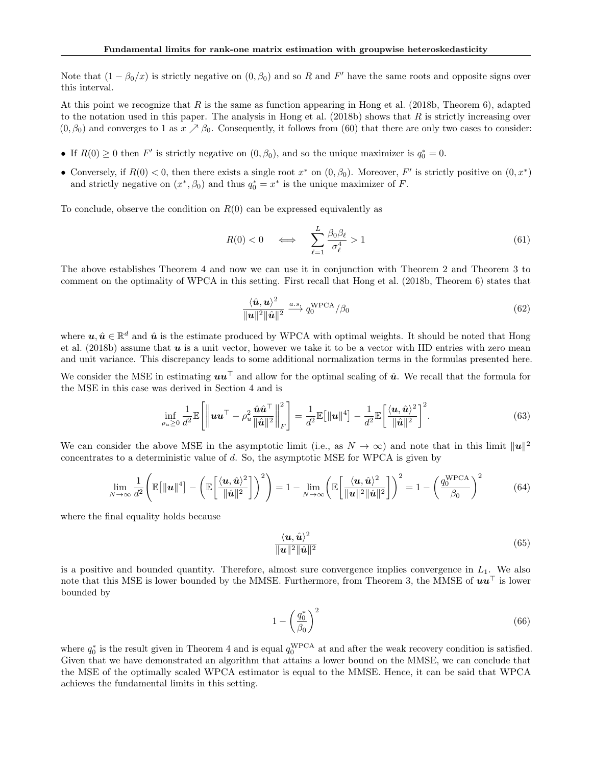Note that $(1 - \beta_0/x)$ is strictly negative on $(0, \beta_0)$ and so $R$ and $F'$ have the same roots and opposite signs over this interval.

At this point we recognize that $R$ is the same as function appearing in Hong et al. (2018b, Theorem 6), adapted to the notation used in this paper. The analysis in Hong et al. (2018b) shows that $R$ is strictly increasing over $(0, \beta_0)$ and converges to 1 as $x \nearrow \beta_0$. Consequently, it follows from (60) that there are only two cases to consider:

- If $R(0) \geq 0$ then $F'$ is strictly negative on $(0, \beta_0)$, and so the unique maximizer is $q_0^* = 0$.
- Conversely, if $R(0) < 0$, then there exists a single root $x^*$ on $(0, \beta_0)$. Moreover, $F'$ is strictly positive on $(0, x^*)$ and strictly negative on $(x^*, \beta_0)$ and thus $q_0^* = x^*$ is the unique maximizer of $F$.

To conclude, observe the condition on $R(0)$ can be expressed equivalently as

$$R(0) < 0 \quad \iff \quad \sum_{\ell=1}^{L} \frac{\beta_0 \beta_\ell}{\sigma_\ell^4} > 1 \tag{61}$$

The above establishes Theorem 4 and now we can use it in conjunction with Theorem 2 and Theorem 3 to comment on the optimality of WPCA in this setting. First recall that Hong et al. (2018b, Theorem 6) states that

$$\frac{\langle \hat{\boldsymbol{u}}, \boldsymbol{u} \rangle^2}{\|\boldsymbol{u}\|^2 \|\hat{\boldsymbol{u}}\|^2} \xrightarrow{a.s.} q_0^{\text{WPCA}}/\beta_0 \tag{62}$$

where $\boldsymbol{u}, \hat{\boldsymbol{u}} \in \mathbb{R}^d$ and $\hat{\boldsymbol{u}}$ is the estimate produced by WPCA with optimal weights. It should be noted that Hong et al. (2018b) assume that $\boldsymbol{u}$ is a unit vector, however we take it to be a vector with IID entries with zero mean and unit variance. This discrepancy leads to some additional normalization terms in the formulas presented here.

We consider the MSE in estimating $\boldsymbol{u}\boldsymbol{u}^\top$ and allow for the optimal scaling of $\hat{\boldsymbol{u}}$. We recall that the formula for the MSE in this case was derived in Section 4 and is

$$\inf_{\rho_u \geq 0} \frac{1}{d^2} \mathbb{E}\left[ \left\| \boldsymbol{u}\boldsymbol{u}^\top - \rho_u^2 \frac{\hat{\boldsymbol{u}}\hat{\boldsymbol{u}}^\top}{\|\hat{\boldsymbol{u}}\|^2} \right\|_F^2 \right] = \frac{1}{d^2} \mathbb{E}\big[\|\boldsymbol{u}\|^4\big] - \frac{1}{d^2} \mathbb{E}\left[ \frac{\langle \boldsymbol{u}, \hat{\boldsymbol{u}} \rangle^2}{\|\hat{\boldsymbol{u}}\|^2} \right]^2. \tag{63}$$

We can consider the above MSE in the asymptotic limit (i.e., as $N \to \infty$) and note that in this limit $\|\boldsymbol{u}\|^2$ concentrates to a deterministic value of $d$. So, the asymptotic MSE for WPCA is given by

$$\lim_{N \to \infty} \frac{1}{d^2} \left( \mathbb{E}\big[\|\boldsymbol{u}\|^4\big] - \left( \mathbb{E}\left[ \frac{\langle \boldsymbol{u}, \hat{\boldsymbol{u}} \rangle^2}{\|\hat{\boldsymbol{u}}\|^2} \right] \right)^2 \right) = 1 - \lim_{N \to \infty} \left( \mathbb{E}\left[ \frac{\langle \boldsymbol{u}, \hat{\boldsymbol{u}} \rangle^2}{\|\boldsymbol{u}\|^2 \|\hat{\boldsymbol{u}}\|^2} \right] \right)^2 = 1 - \left( \frac{q_0^{\text{WPCA}}}{\beta_0} \right)^2 \tag{64}$$

where the final equality holds because

$$\frac{\langle \boldsymbol{u}, \hat{\boldsymbol{u}} \rangle^2}{\|\boldsymbol{u}\|^2 \|\hat{\boldsymbol{u}}\|^2} \tag{65}$$

is a positive and bounded quantity. Therefore, almost sure convergence implies convergence in $L_1$. We also note that this MSE is lower bounded by the MMSE. Furthermore, from Theorem 3, the MMSE of $\boldsymbol{u}\boldsymbol{u}^\top$ is lower bounded by

$$1 - \left( \frac{q_0^*}{\beta_0} \right)^2 \tag{66}$$

where $q_0^*$ is the result given in Theorem 4 and is equal $q_0^{\text{WPCA}}$ at and after the weak recovery condition is satisfied. Given that we have demonstrated an algorithm that attains a lower bound on the MMSE, we can conclude that the MSE of the optimally scaled WPCA estimator is equal to the MMSE. Hence, it can be said that WPCA achieves the fundamental limits in this setting.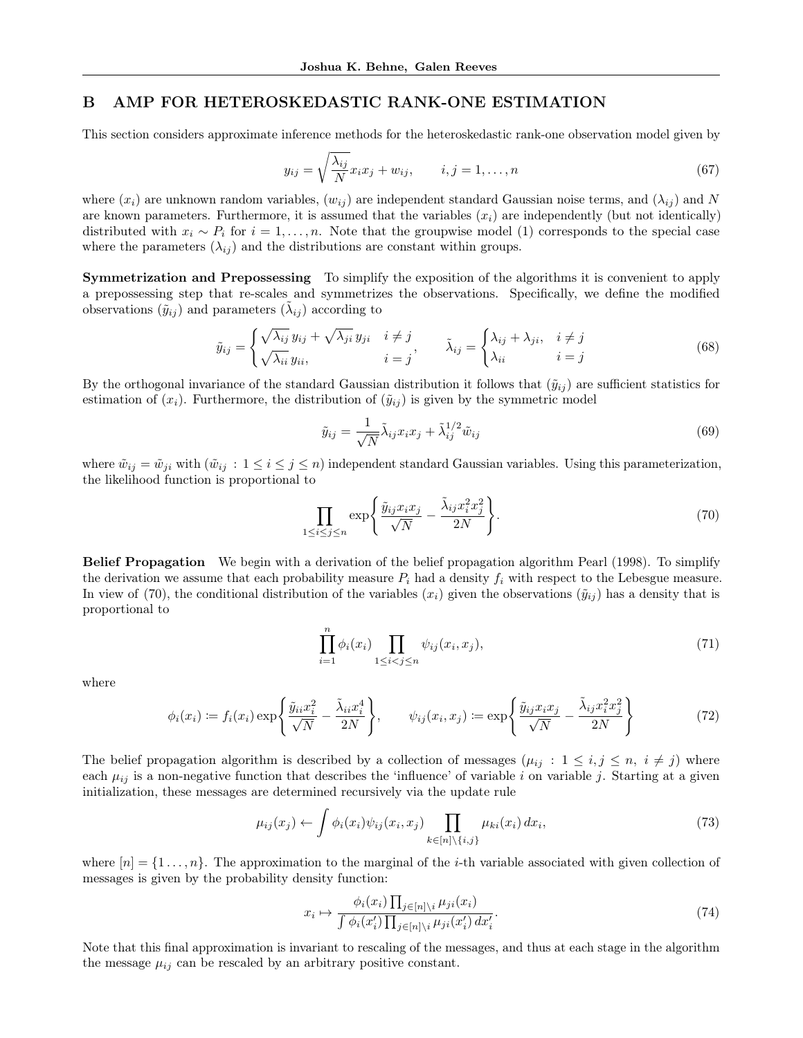## B AMP FOR HETEROSKEDASTIC RANK-ONE ESTIMATION

This section considers approximate inference methods for the heteroskedastic rank-one observation model given by

$$y_{ij} = \sqrt{\frac{\lambda_{ij}}{N}} x_i x_j + w_{ij}, \qquad i,j = 1, \dots, n \tag{67}$$

where $(x_i)$ are unknown random variables, $(w_{ij})$ are independent standard Gaussian noise terms, and $(\lambda_{ij})$ and $N$ are known parameters. Furthermore, it is assumed that the variables $(x_i)$ are independently (but not identically) distributed with $x_i \sim P_i$ for $i = 1, \dots, n$. Note that the groupwise model (1) corresponds to the special case where the parameters $(\lambda_{ij})$ and the distributions are constant within groups.

**Symmetrization and Prepossessing** To simplify the exposition of the algorithms it is convenient to apply a prepossessing step that re-scales and symmetrizes the observations. Specifically, we define the modified observations $(\tilde{y}_{ij})$ and parameters $(\tilde{\lambda}_{ij})$ according to

$$\tilde{y}_{ij} = \begin{cases} \sqrt{\lambda_{ij}}\, y_{ij} + \sqrt{\lambda_{ji}}\, y_{ji} & i \neq j \\ \sqrt{\lambda_{ii}}\, y_{ii}, & i = j \end{cases}, \qquad \tilde{\lambda}_{ij} = \begin{cases} \lambda_{ij} + \lambda_{ji}, & i \neq j \\ \lambda_{ii} & i = j \end{cases} \tag{68}$$

By the orthogonal invariance of the standard Gaussian distribution it follows that $(\tilde{y}_{ij})$ are sufficient statistics for estimation of $(x_i)$. Furthermore, the distribution of $(\tilde{y}_{ij})$ is given by the symmetric model

$$\tilde{y}_{ij} = \frac{1}{\sqrt{N}} \tilde{\lambda}_{ij} x_i x_j + \tilde{\lambda}_{ij}^{1/2} \tilde{w}_{ij} \tag{69}$$

where $\tilde{w}_{ij} = \tilde{w}_{ji}$ with $(\tilde{w}_{ij} : 1 \leq i \leq j \leq n)$ independent standard Gaussian variables. Using this parameterization, the likelihood function is proportional to

$$\prod_{1 \leq i \leq j \leq n} \exp\left\{ \frac{\tilde{y}_{ij} x_i x_j}{\sqrt{N}} - \frac{\tilde{\lambda}_{ij} x_i^2 x_j^2}{2N} \right\}. \tag{70}$$

**Belief Propagation** We begin with a derivation of the belief propagation algorithm Pearl (1998). To simplify the derivation we assume that each probability measure $P_i$ had a density $f_i$ with respect to the Lebesgue measure. In view of (70), the conditional distribution of the variables $(x_i)$ given the observations $(\tilde{y}_{ij})$ has a density that is proportional to

$$\prod_{i=1}^{n} \phi_i(x_i) \prod_{1 \leq i < j \leq n} \psi_{ij}(x_i, x_j), \tag{71}$$

where

$$\phi_i(x_i) \coloneqq f_i(x_i) \exp\left\{ \frac{\tilde{y}_{ii} x_i^2}{\sqrt{N}} - \frac{\tilde{\lambda}_{ii} x_i^4}{2N} \right\}, \qquad \psi_{ij}(x_i, x_j) \coloneqq \exp\left\{ \frac{\tilde{y}_{ij} x_i x_j}{\sqrt{N}} - \frac{\tilde{\lambda}_{ij} x_i^2 x_j^2}{2N} \right\} \tag{72}$$

The belief propagation algorithm is described by a collection of messages $(\mu_{ij} : 1 \leq i, j \leq n,\ i \neq j)$ where each $\mu_{ij}$ is a non-negative function that describes the 'influence' of variable $i$ on variable $j$. Starting at a given initialization, these messages are determined recursively via the update rule

$$\mu_{ij}(x_j) \leftarrow \int \phi_i(x_i) \psi_{ij}(x_i, x_j) \prod_{k \in [n] \setminus \{i,j\}} \mu_{ki}(x_i)\, dx_i, \tag{73}$$

where $[n] = \{1 \dots, n\}$. The approximation to the marginal of the $i$-th variable associated with given collection of messages is given by the probability density function:

$$x_i \mapsto \frac{\phi_i(x_i) \prod_{j \in [n] \setminus i} \mu_{ji}(x_i)}{\int \phi_i(x_i') \prod_{j \in [n] \setminus i} \mu_{ji}(x_i')\, dx_i'}. \tag{74}$$

Note that this final approximation is invariant to rescaling of the messages, and thus at each stage in the algorithm the message $\mu_{ij}$ can be rescaled by an arbitrary positive constant.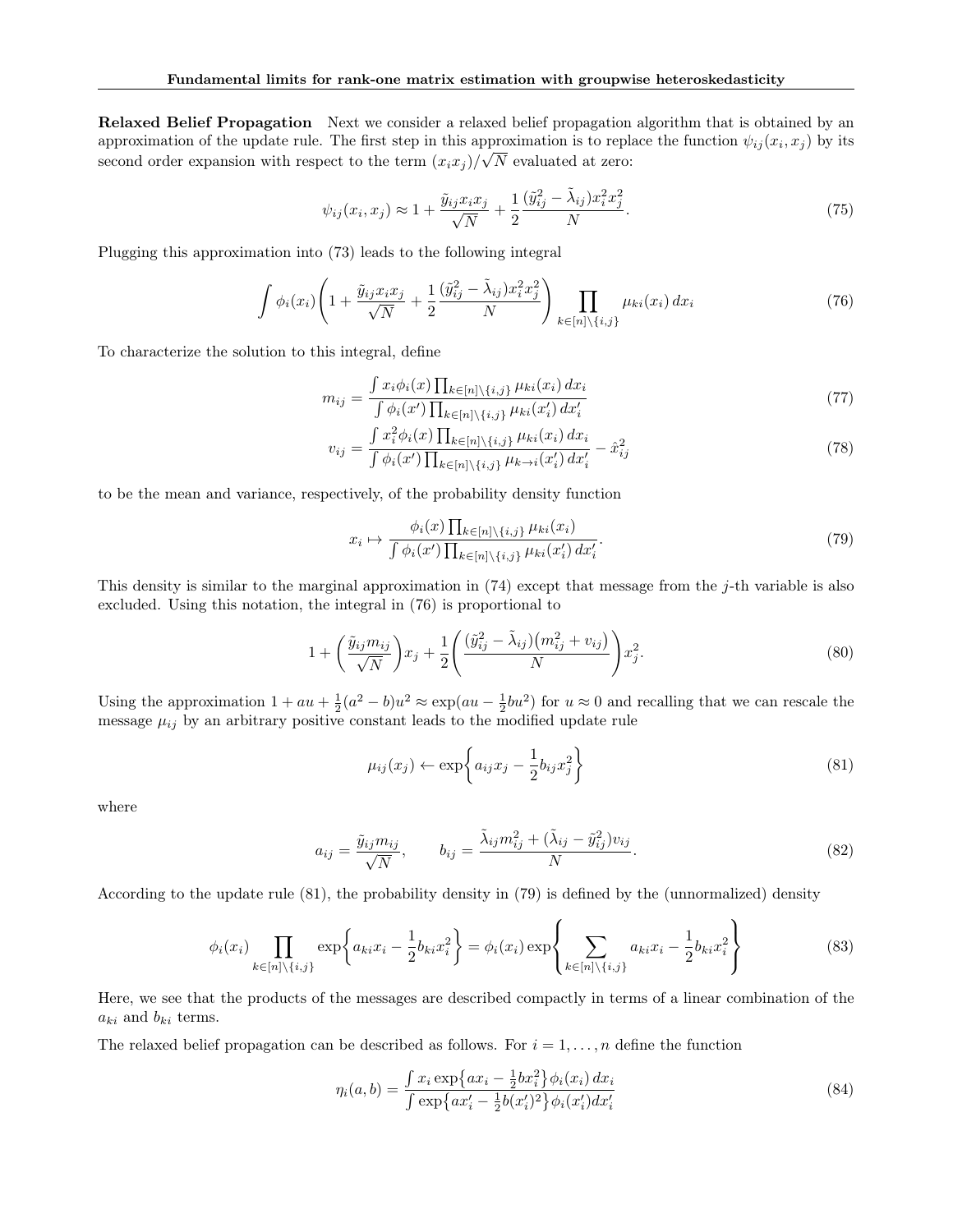**Relaxed Belief Propagation** Next we consider a relaxed belief propagation algorithm that is obtained by an approximation of the update rule. The first step in this approximation is to replace the function $\psi_{ij}(x_i, x_j)$ by its second order expansion with respect to the term $(x_i x_j)/\sqrt{N}$ evaluated at zero:

$$\psi_{ij}(x_i, x_j) \approx 1 + \frac{\tilde{y}_{ij} x_i x_j}{\sqrt{N}} + \frac{1}{2} \frac{(\tilde{y}_{ij}^2 - \tilde{\lambda}_{ij}) x_i^2 x_j^2}{N}. \tag{75}$$

Plugging this approximation into (73) leads to the following integral

$$\int \phi_i(x_i) \left( 1 + \frac{\tilde{y}_{ij} x_i x_j}{\sqrt{N}} + \frac{1}{2} \frac{(\tilde{y}_{ij}^2 - \tilde{\lambda}_{ij}) x_i^2 x_j^2}{N} \right) \prod_{k \in [n] \setminus \{i,j\}} \mu_{ki}(x_i) \, dx_i \tag{76}$$

To characterize the solution to this integral, define

$$m_{ij} = \frac{\int x_i \phi_i(x) \prod_{k \in [n] \setminus \{i,j\}} \mu_{ki}(x_i) \, dx_i}{\int \phi_i(x') \prod_{k \in [n] \setminus \{i,j\}} \mu_{ki}(x_i') \, dx_i'} \tag{77}$$

$$v_{ij} = \frac{\int x_i^2 \phi_i(x) \prod_{k \in [n] \setminus \{i,j\}} \mu_{ki}(x_i) \, dx_i}{\int \phi_i(x') \prod_{k \in [n] \setminus \{i,j\}} \mu_{k \to i}(x_i') \, dx_i'} - \hat{x}_{ij}^2 \tag{78}$$

to be the mean and variance, respectively, of the probability density function

$$x_i \mapsto \frac{\phi_i(x) \prod_{k \in [n] \setminus \{i,j\}} \mu_{ki}(x_i)}{\int \phi_i(x') \prod_{k \in [n] \setminus \{i,j\}} \mu_{ki}(x_i') \, dx_i'}. \tag{79}$$

This density is similar to the marginal approximation in (74) except that message from the $j$-th variable is also excluded. Using this notation, the integral in (76) is proportional to

$$1 + \left( \frac{\tilde{y}_{ij} m_{ij}}{\sqrt{N}} \right) x_j + \frac{1}{2} \left( \frac{(\tilde{y}_{ij}^2 - \tilde{\lambda}_{ij})(m_{ij}^2 + v_{ij})}{N} \right) x_j^2. \tag{80}$$

Using the approximation $1 + au + \frac{1}{2}(a^2 - b)u^2 \approx \exp(au - \frac{1}{2}bu^2)$ for $u \approx 0$ and recalling that we can rescale the message $\mu_{ij}$ by an arbitrary positive constant leads to the modified update rule

$$\mu_{ij}(x_j) \leftarrow \exp\left\{ a_{ij} x_j - \frac{1}{2} b_{ij} x_j^2 \right\} \tag{81}$$

where

$$a_{ij} = \frac{\tilde{y}_{ij} m_{ij}}{\sqrt{N}}, \qquad b_{ij} = \frac{\tilde{\lambda}_{ij} m_{ij}^2 + (\tilde{\lambda}_{ij} - \tilde{y}_{ij}^2) v_{ij}}{N}. \tag{82}$$

According to the update rule (81), the probability density in (79) is defined by the (unnormalized) density

$$\phi_i(x_i) \prod_{k \in [n] \setminus \{i,j\}} \exp\left\{ a_{ki} x_i - \frac{1}{2} b_{ki} x_i^2 \right\} = \phi_i(x_i) \exp\left\{ \sum_{k \in [n] \setminus \{i,j\}} a_{ki} x_i - \frac{1}{2} b_{ki} x_i^2 \right\} \tag{83}$$

Here, we see that the products of the messages are described compactly in terms of a linear combination of the $a_{ki}$ and $b_{ki}$ terms.

The relaxed belief propagation can be described as follows. For $i = 1, \dots, n$ define the function

$$\eta_i(a, b) = \frac{\int x_i \exp\left\{ a x_i - \frac{1}{2} b x_i^2 \right\} \phi_i(x_i) \, dx_i}{\int \exp\left\{ a x_i' - \frac{1}{2} b (x_i')^2 \right\} \phi_i(x_i') dx_i'} \tag{84}$$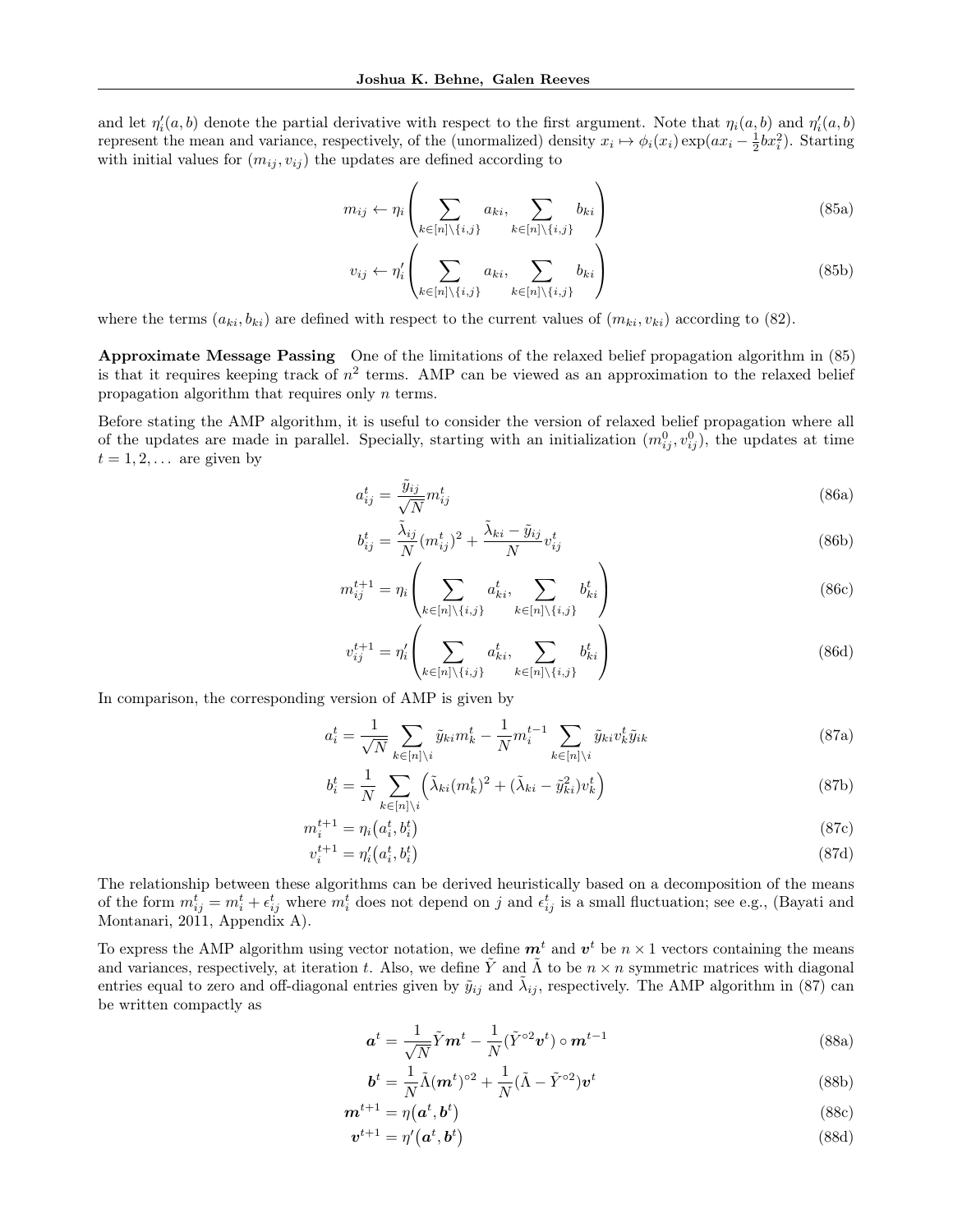and let $\eta_i'(a,b)$ denote the partial derivative with respect to the first argument. Note that $\eta_i(a,b)$ and $\eta_i'(a,b)$ represent the mean and variance, respectively, of the (unormalized) density $x_i \mapsto \phi_i(x_i)\exp(ax_i - \frac{1}{2}bx_i^2)$. Starting with initial values for $(m_{ij}, v_{ij})$ the updates are defined according to

$$m_{ij} \leftarrow \eta_i\left(\sum_{k\in[n]\setminus\{i,j\}} a_{ki}, \sum_{k\in[n]\setminus\{i,j\}} b_{ki}\right) \tag{85a}$$

$$v_{ij} \leftarrow \eta_i'\left(\sum_{k\in[n]\setminus\{i,j\}} a_{ki}, \sum_{k\in[n]\setminus\{i,j\}} b_{ki}\right) \tag{85b}$$

where the terms $(a_{ki}, b_{ki})$ are defined with respect to the current values of $(m_{ki}, v_{ki})$ according to (82).

**Approximate Message Passing** One of the limitations of the relaxed belief propagation algorithm in (85) is that it requires keeping track of $n^2$ terms. AMP can be viewed as an approximation to the relaxed belief propagation algorithm that requires only $n$ terms.

Before stating the AMP algorithm, it is useful to consider the version of relaxed belief propagation where all of the updates are made in parallel. Specially, starting with an initialization $(m_{ij}^0, v_{ij}^0)$, the updates at time $t = 1, 2, \dots$ are given by

$$a_{ij}^t = \frac{\tilde{y}_{ij}}{\sqrt{N}} m_{ij}^t \tag{86a}$$

$$b_{ij}^t = \frac{\tilde{\lambda}_{ij}}{N}(m_{ij}^t)^2 + \frac{\tilde{\lambda}_{ki} - \tilde{y}_{ij}}{N} v_{ij}^t \tag{86b}$$

$$m_{ij}^{t+1} = \eta_i\left(\sum_{k\in[n]\setminus\{i,j\}} a_{ki}^t, \sum_{k\in[n]\setminus\{i,j\}} b_{ki}^t\right) \tag{86c}$$

$$v_{ij}^{t+1} = \eta_i'\left(\sum_{k\in[n]\setminus\{i,j\}} a_{ki}^t, \sum_{k\in[n]\setminus\{i,j\}} b_{ki}^t\right) \tag{86d}$$

In comparison, the corresponding version of AMP is given by

$$a_i^t = \frac{1}{\sqrt{N}} \sum_{k\in[n]\setminus i} \tilde{y}_{ki} m_k^t - \frac{1}{N} m_i^{t-1} \sum_{k\in[n]\setminus i} \tilde{y}_{ki} v_k^t \tilde{y}_{ik} \tag{87a}$$

$$b_i^t = \frac{1}{N} \sum_{k\in[n]\setminus i} \left(\tilde{\lambda}_{ki}(m_k^t)^2 + (\tilde{\lambda}_{ki} - \tilde{y}_{ki}^2) v_k^t\right) \tag{87b}$$

$$m_i^{t+1} = \eta_i\big(a_i^t, b_i^t\big) \tag{87c}$$

$$v_i^{t+1} = \eta_i'\big(a_i^t, b_i^t\big) \tag{87d}$$

The relationship between these algorithms can be derived heuristically based on a decomposition of the means of the form $m_{ij}^t = m_i^t + \epsilon_{ij}^t$ where $m_i^t$ does not depend on $j$ and $\epsilon_{ij}^t$ is a small fluctuation; see e.g., (Bayati and Montanari, 2011, Appendix A).

To express the AMP algorithm using vector notation, we define $\boldsymbol{m}^t$ and $\boldsymbol{v}^t$ be $n \times 1$ vectors containing the means and variances, respectively, at iteration $t$. Also, we define $\tilde{Y}$ and $\tilde{\Lambda}$ to be $n \times n$ symmetric matrices with diagonal entries equal to zero and off-diagonal entries given by $\tilde{y}_{ij}$ and $\tilde{\lambda}_{ij}$, respectively. The AMP algorithm in (87) can be written compactly as

$$\boldsymbol{a}^t = \frac{1}{\sqrt{N}} \tilde{Y} \boldsymbol{m}^t - \frac{1}{N} (\tilde{Y}^{\circ 2} \boldsymbol{v}^t) \circ \boldsymbol{m}^{t-1} \tag{88a}$$

$$\boldsymbol{b}^t = \frac{1}{N} \tilde{\Lambda} (\boldsymbol{m}^t)^{\circ 2} + \frac{1}{N} (\tilde{\Lambda} - \tilde{Y}^{\circ 2}) \boldsymbol{v}^t \tag{88b}$$

$$\boldsymbol{m}^{t+1} = \eta\big(\boldsymbol{a}^t, \boldsymbol{b}^t\big) \tag{88c}$$

$$\boldsymbol{v}^{t+1} = \eta'\big(\boldsymbol{a}^t, \boldsymbol{b}^t\big) \tag{88d}$$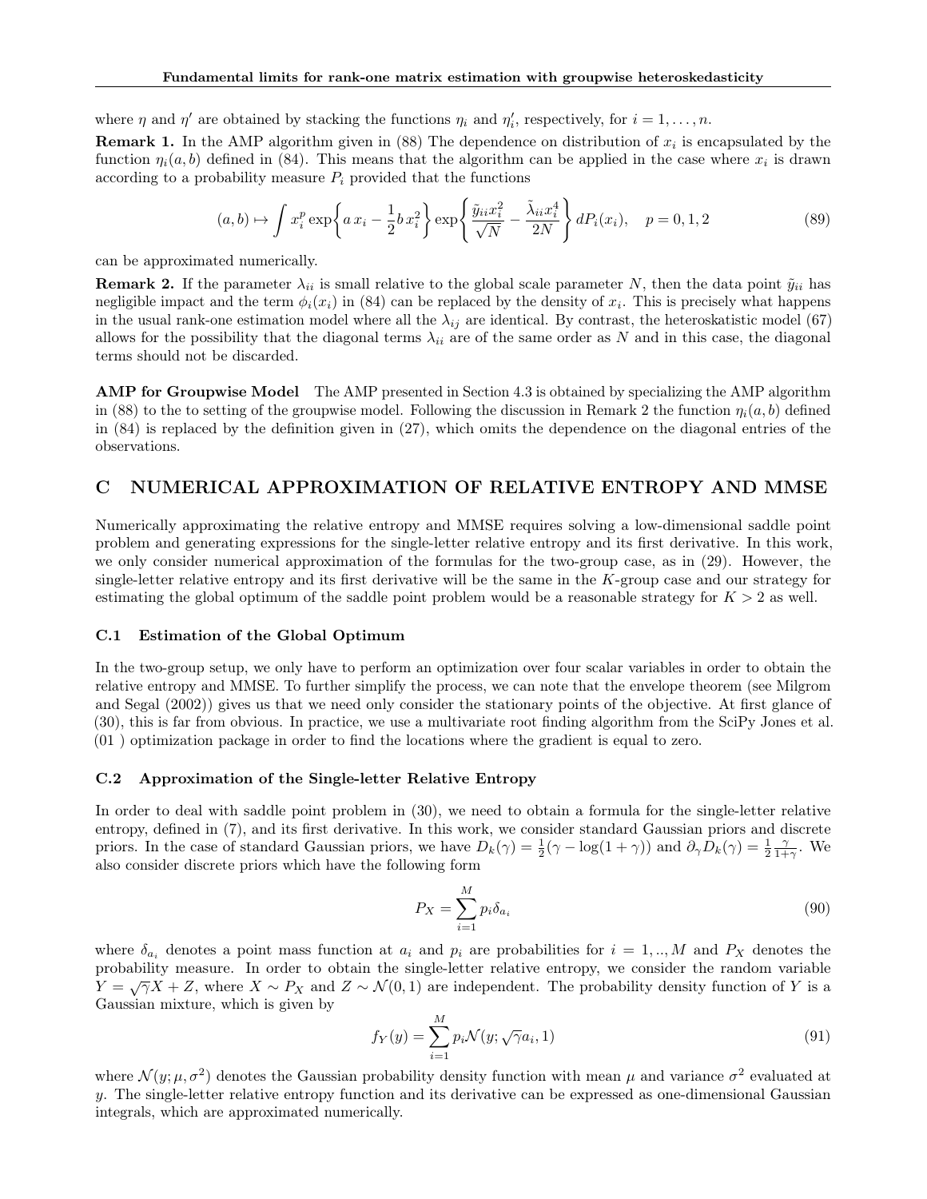where $\eta$ and $\eta'$ are obtained by stacking the functions $\eta_i$ and $\eta'_i$, respectively, for $i = 1, \ldots, n$.

**Remark 1.** In the AMP algorithm given in (88) The dependence on distribution of $x_i$ is encapsulated by the function $\eta_i(a, b)$ defined in (84). This means that the algorithm can be applied in the case where $x_i$ is drawn according to a probability measure $P_i$ provided that the functions

$$(a, b) \mapsto \int x_i^p \exp\left\{a\, x_i - \frac{1}{2} b\, x_i^2\right\} \exp\left\{\frac{\tilde{y}_{ii} x_i^2}{\sqrt{N}} - \frac{\tilde{\lambda}_{ii} x_i^4}{2N}\right\} dP_i(x_i), \quad p = 0, 1, 2 \tag{89}$$

can be approximated numerically.

**Remark 2.** If the parameter $\lambda_{ii}$ is small relative to the global scale parameter $N$, then the data point $\tilde{y}_{ii}$ has negligible impact and the term $\phi_i(x_i)$ in (84) can be replaced by the density of $x_i$. This is precisely what happens in the usual rank-one estimation model where all the $\lambda_{ij}$ are identical. By contrast, the heteroskatistic model (67) allows for the possibility that the diagonal terms $\lambda_{ii}$ are of the same order as $N$ and in this case, the diagonal terms should not be discarded.

**AMP for Groupwise Model** The AMP presented in Section 4.3 is obtained by specializing the AMP algorithm in (88) to the to setting of the groupwise model. Following the discussion in Remark 2 the function $\eta_i(a, b)$ defined in (84) is replaced by the definition given in (27), which omits the dependence on the diagonal entries of the observations.

## C NUMERICAL APPROXIMATION OF RELATIVE ENTROPY AND MMSE

Numerically approximating the relative entropy and MMSE requires solving a low-dimensional saddle point problem and generating expressions for the single-letter relative entropy and its first derivative. In this work, we only consider numerical approximation of the formulas for the two-group case, as in (29). However, the single-letter relative entropy and its first derivative will be the same in the $K$-group case and our strategy for estimating the global optimum of the saddle point problem would be a reasonable strategy for $K > 2$ as well.

### C.1 Estimation of the Global Optimum

In the two-group setup, we only have to perform an optimization over four scalar variables in order to obtain the relative entropy and MMSE. To further simplify the process, we can note that the envelope theorem (see Milgrom and Segal (2002)) gives us that we need only consider the stationary points of the objective. At first glance of (30), this is far from obvious. In practice, we use a multivariate root finding algorithm from the SciPy Jones et al. (01 ) optimization package in order to find the locations where the gradient is equal to zero.

### C.2 Approximation of the Single-letter Relative Entropy

In order to deal with saddle point problem in (30), we need to obtain a formula for the single-letter relative entropy, defined in (7), and its first derivative. In this work, we consider standard Gaussian priors and discrete priors. In the case of standard Gaussian priors, we have $D_k(\gamma) = \frac{1}{2}(\gamma - \log(1 + \gamma))$ and $\partial_\gamma D_k(\gamma) = \frac{1}{2}\frac{\gamma}{1+\gamma}$. We also consider discrete priors which have the following form

$$P_X = \sum_{i=1}^{M} p_i \delta_{a_i} \tag{90}$$

where $\delta_{a_i}$ denotes a point mass function at $a_i$ and $p_i$ are probabilities for $i = 1, .., M$ and $P_X$ denotes the probability measure. In order to obtain the single-letter relative entropy, we consider the random variable $Y = \sqrt{\gamma} X + Z$, where $X \sim P_X$ and $Z \sim \mathcal{N}(0, 1)$ are independent. The probability density function of $Y$ is a Gaussian mixture, which is given by

$$f_Y(y) = \sum_{i=1}^{M} p_i \mathcal{N}(y; \sqrt{\gamma} a_i, 1) \tag{91}$$

where $\mathcal{N}(y; \mu, \sigma^2)$ denotes the Gaussian probability density function with mean $\mu$ and variance $\sigma^2$ evaluated at $y$. The single-letter relative entropy function and its derivative can be expressed as one-dimensional Gaussian integrals, which are approximated numerically.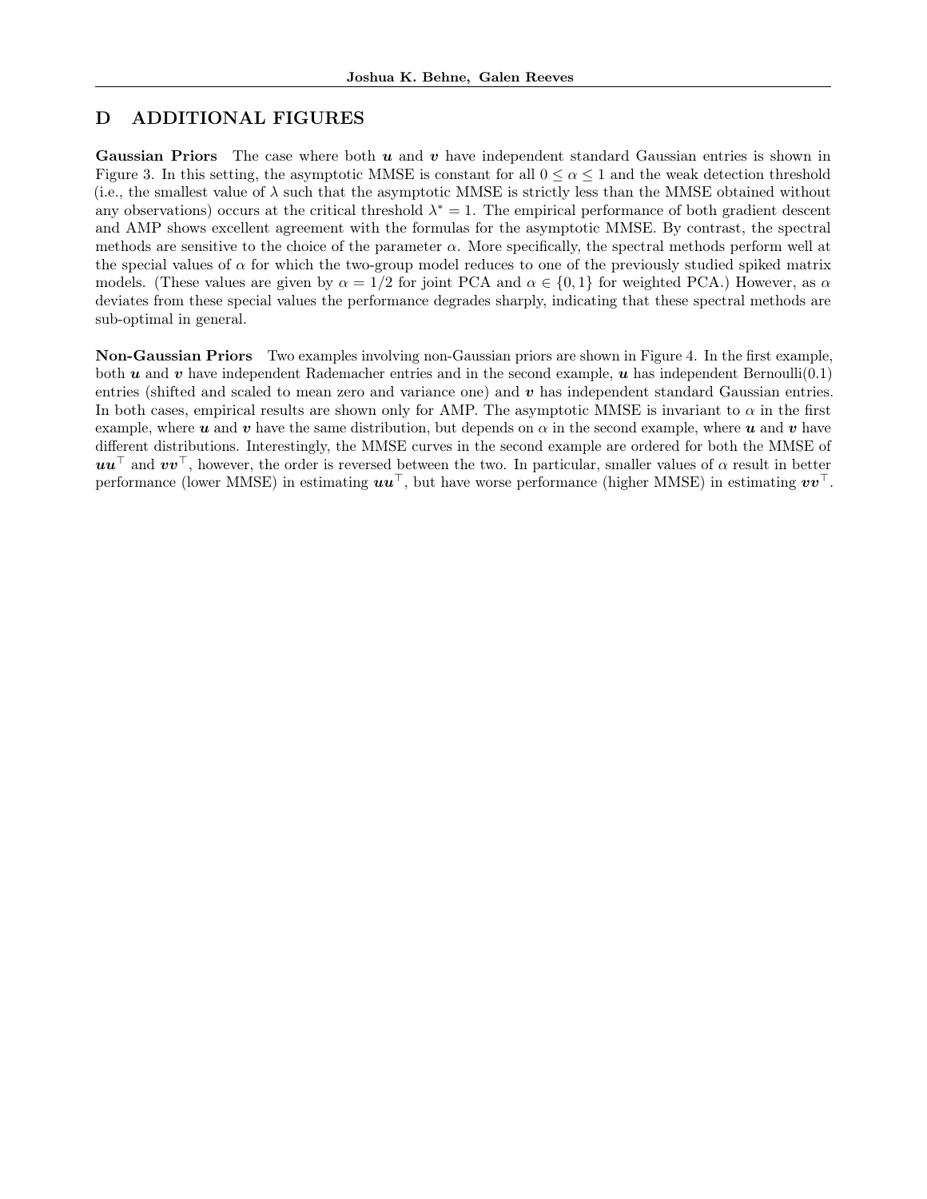# D ADDITIONAL FIGURES

**Gaussian Priors** The case where both $\boldsymbol{u}$ and $\boldsymbol{v}$ have independent standard Gaussian entries is shown in Figure 3. In this setting, the asymptotic MMSE is constant for all $0 \leq \alpha \leq 1$ and the weak detection threshold (i.e., the smallest value of $\lambda$ such that the asymptotic MMSE is strictly less than the MMSE obtained without any observations) occurs at the critical threshold $\lambda^* = 1$. The empirical performance of both gradient descent and AMP shows excellent agreement with the formulas for the asymptotic MMSE. By contrast, the spectral methods are sensitive to the choice of the parameter $\alpha$. More specifically, the spectral methods perform well at the special values of $\alpha$ for which the two-group model reduces to one of the previously studied spiked matrix models. (These values are given by $\alpha = 1/2$ for joint PCA and $\alpha \in \{0, 1\}$ for weighted PCA.) However, as $\alpha$ deviates from these special values the performance degrades sharply, indicating that these spectral methods are sub-optimal in general.

**Non-Gaussian Priors** Two examples involving non-Gaussian priors are shown in Figure 4. In the first example, both $\boldsymbol{u}$ and $\boldsymbol{v}$ have independent Rademacher entries and in the second example, $\boldsymbol{u}$ has independent Bernoulli(0.1) entries (shifted and scaled to mean zero and variance one) and $\boldsymbol{v}$ has independent standard Gaussian entries. In both cases, empirical results are shown only for AMP. The asymptotic MMSE is invariant to $\alpha$ in the first example, where $\boldsymbol{u}$ and $\boldsymbol{v}$ have the same distribution, but depends on $\alpha$ in the second example, where $\boldsymbol{u}$ and $\boldsymbol{v}$ have different distributions. Interestingly, the MMSE curves in the second example are ordered for both the MMSE of $\boldsymbol{u}\boldsymbol{u}^\top$ and $\boldsymbol{v}\boldsymbol{v}^\top$, however, the order is reversed between the two. In particular, smaller values of $\alpha$ result in better performance (lower MMSE) in estimating $\boldsymbol{u}\boldsymbol{u}^\top$, but have worse performance (higher MMSE) in estimating $\boldsymbol{v}\boldsymbol{v}^\top$.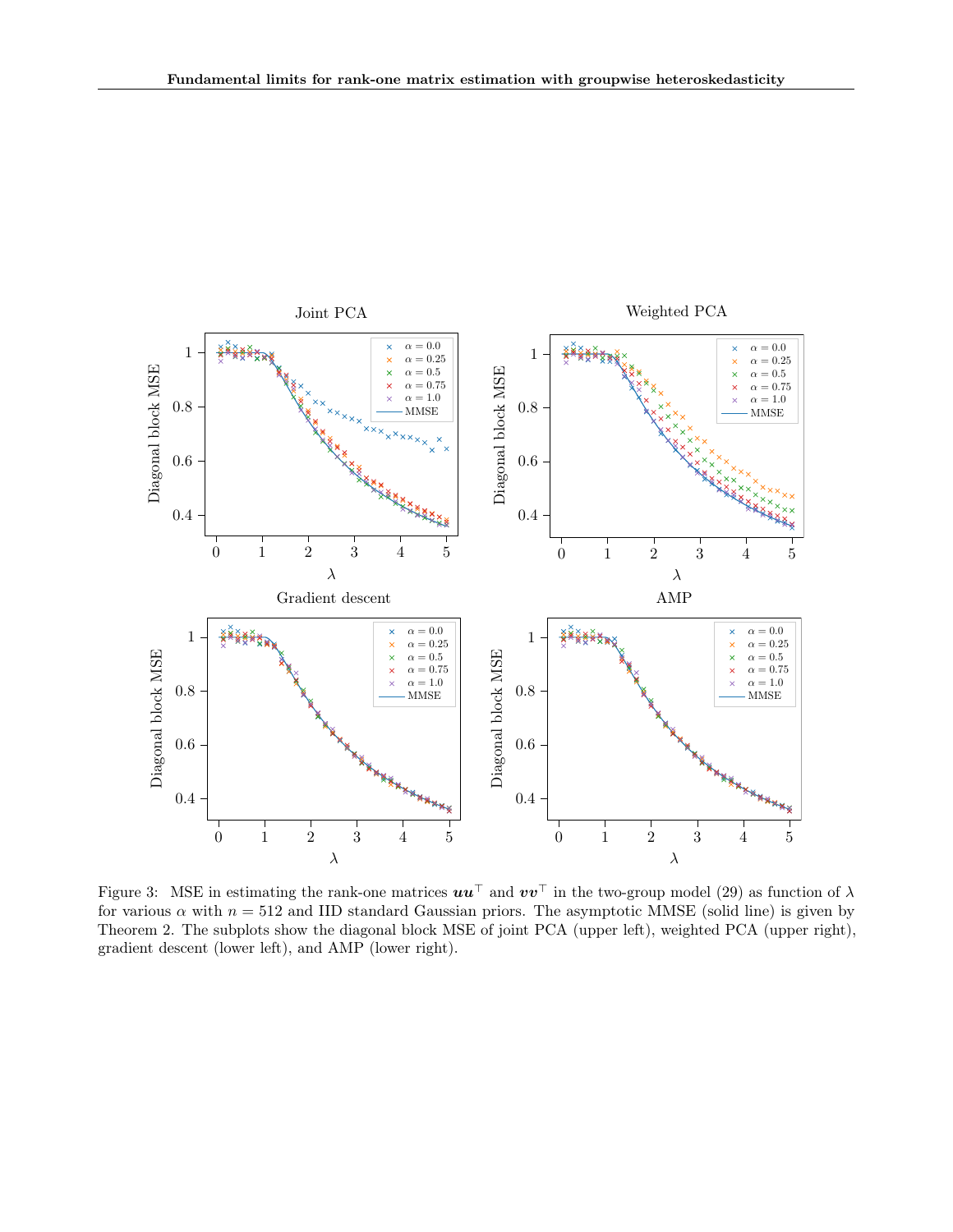Figure 3: MSE in estimating the rank-one matrices $\boldsymbol{u}\boldsymbol{u}^\top$ and $\boldsymbol{v}\boldsymbol{v}^\top$ in the two-group model (29) as function of $\lambda$ for various $\alpha$ with $n = 512$ and IID standard Gaussian priors. The asymptotic MMSE (solid line) is given by Theorem 2. The subplots show the diagonal block MSE of joint PCA (upper left), weighted PCA (upper right), gradient descent (lower left), and AMP (lower right).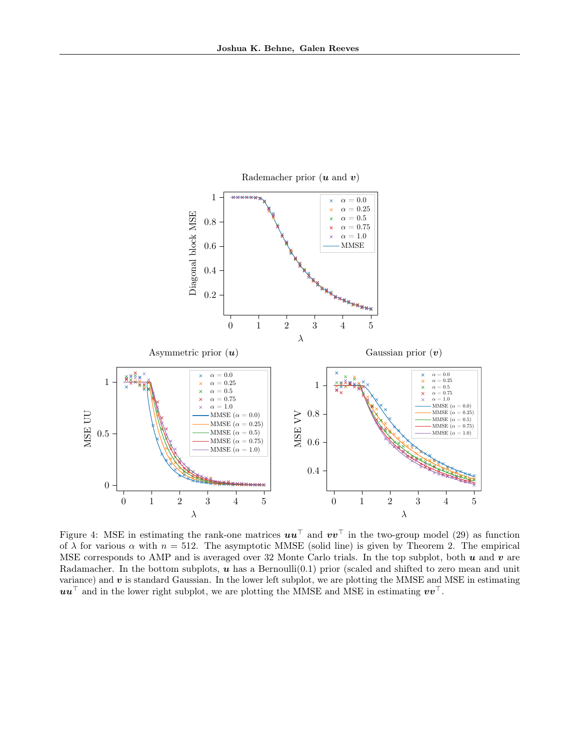Rademacher prior ($\boldsymbol{u}$ and $\boldsymbol{v}$)

Diagonal block MSE

1
0.8
0.6
0.4
0.2

0 1 2 3 4 5

$\lambda$

$\alpha = 0.0$
$\alpha = 0.25$
$\alpha = 0.5$
$\alpha = 0.75$
$\alpha = 1.0$
MMSE

Asymmetric prior ($\boldsymbol{u}$)

MSE UU

1
0.5
0

0 1 2 3 4 5

$\lambda$

$\alpha = 0.0$
$\alpha = 0.25$
$\alpha = 0.5$
$\alpha = 0.75$
$\alpha = 1.0$
MMSE ($\alpha = 0.0$)
MMSE ($\alpha = 0.25$)
MMSE ($\alpha = 0.5$)
MMSE ($\alpha = 0.75$)
MMSE ($\alpha = 1.0$)

Gaussian prior ($\boldsymbol{v}$)

MSE VV

1
0.8
0.6
0.4

0 1 2 3 4 5

$\lambda$

$\alpha = 0.0$
$\alpha = 0.25$
$\alpha = 0.5$
$\alpha = 0.75$
$\alpha = 1.0$
MMSE ($\alpha = 0.0$)
MMSE ($\alpha = 0.25$)
MMSE ($\alpha = 0.5$)
MMSE ($\alpha = 0.75$)
MMSE ($\alpha = 1.0$)

Figure 4: MSE in estimating the rank-one matrices $\boldsymbol{u}\boldsymbol{u}^\top$ and $\boldsymbol{v}\boldsymbol{v}^\top$ in the two-group model (29) as function of $\lambda$ for various $\alpha$ with $n = 512$. The asymptotic MMSE (solid line) is given by Theorem 2. The empirical MSE corresponds to AMP and is averaged over 32 Monte Carlo trials. In the top subplot, both $\boldsymbol{u}$ and $\boldsymbol{v}$ are Radamacher. In the bottom subplots, $\boldsymbol{u}$ has a Bernoulli(0.1) prior (scaled and shifted to zero mean and unit variance) and $\boldsymbol{v}$ is standard Gaussian. In the lower left subplot, we are plotting the MMSE and MSE in estimating $\boldsymbol{u}\boldsymbol{u}^\top$ and in the lower right subplot, we are plotting the MMSE and MSE in estimating $\boldsymbol{v}\boldsymbol{v}^\top$.